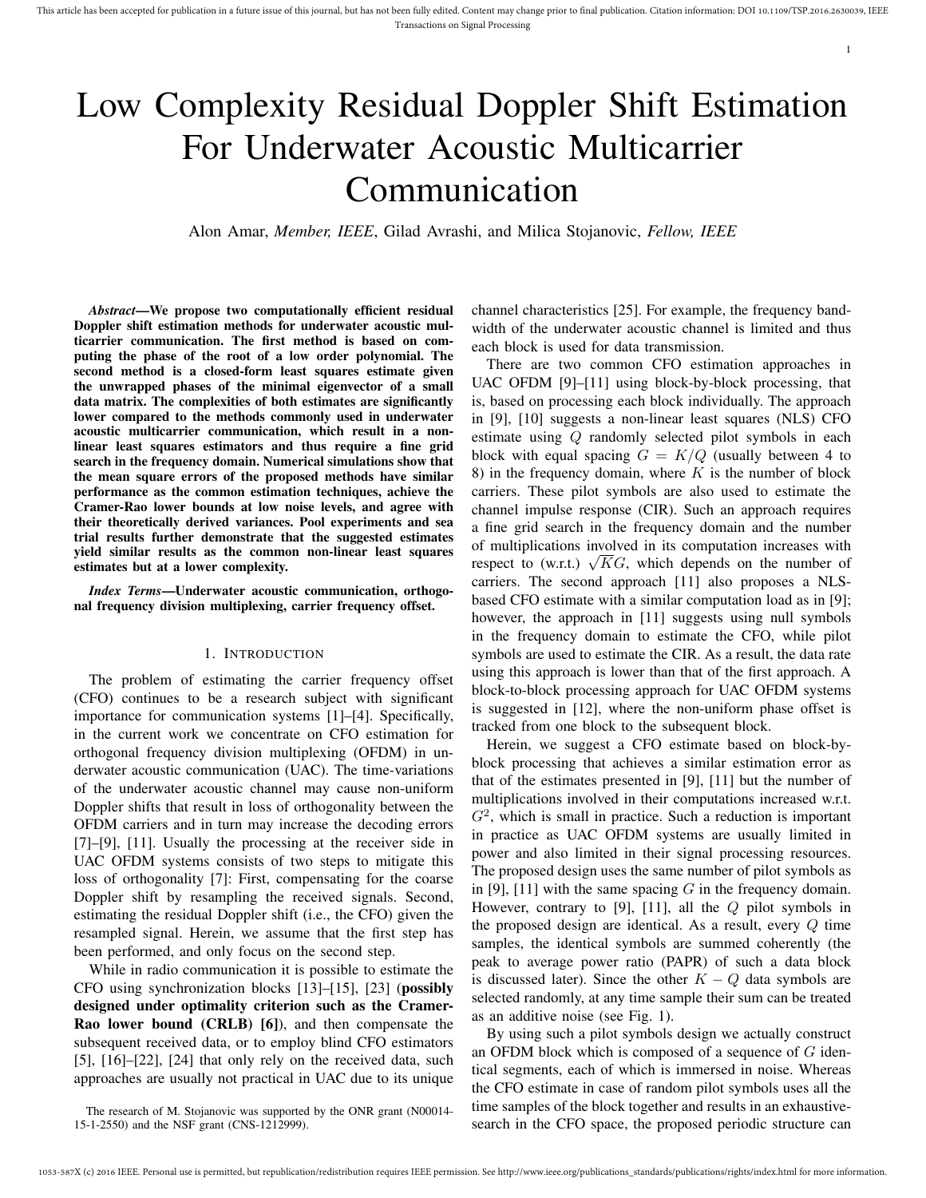# Low Complexity Residual Doppler Shift Estimation For Underwater Acoustic Multicarrier Communication

Alon Amar, *Member, IEEE*, Gilad Avrashi, and Milica Stojanovic, *Fellow, IEEE*

***Abstract*—We propose two computationally efficient residual Doppler shift estimation methods for underwater acoustic multicarrier communication. The first method is based on computing the phase of the root of a low order polynomial. The second method is a closed-form least squares estimate given the unwrapped phases of the minimal eigenvector of a small data matrix. The complexities of both estimates are significantly lower compared to the methods commonly used in underwater acoustic multicarrier communication, which result in a non-linear least squares estimators and thus require a fine grid search in the frequency domain. Numerical simulations show that the mean square errors of the proposed methods have similar performance as the common estimation techniques, achieve the Cramer-Rao lower bounds at low noise levels, and agree with their theoretically derived variances. Pool experiments and sea trial results further demonstrate that the suggested estimates yield similar results as the common non-linear least squares estimates but at a lower complexity.**

***Index Terms*—Underwater acoustic communication, orthogonal frequency division multiplexing, carrier frequency offset.**

## 1. Introduction

The problem of estimating the carrier frequency offset (CFO) continues to be a research subject with significant importance for communication systems [1]–[4]. Specifically, in the current work we concentrate on CFO estimation for orthogonal frequency division multiplexing (OFDM) in underwater acoustic communication (UAC). The time-variations of the underwater acoustic channel may cause non-uniform Doppler shifts that result in loss of orthogonality between the OFDM carriers and in turn may increase the decoding errors [7]–[9], [11]. Usually the processing at the receiver side in UAC OFDM systems consists of two steps to mitigate this loss of orthogonality [7]: First, compensating for the coarse Doppler shift by resampling the received signals. Second, estimating the residual Doppler shift (i.e., the CFO) given the resampled signal. Herein, we assume that the first step has been performed, and only focus on the second step.

While in radio communication it is possible to estimate the CFO using synchronization blocks [13]–[15], [23] (**possibly designed under optimality criterion such as the Cramer-Rao lower bound (CRLB) [6]**), and then compensate the subsequent received data, or to employ blind CFO estimators [5], [16]–[22], [24] that only rely on the received data, such approaches are usually not practical in UAC due to its unique channel characteristics [25]. For example, the frequency bandwidth of the underwater acoustic channel is limited and thus each block is used for data transmission.

There are two common CFO estimation approaches in UAC OFDM [9]–[11] using block-by-block processing, that is, based on processing each block individually. The approach in [9], [10] suggests a non-linear least squares (NLS) CFO estimate using $Q$ randomly selected pilot symbols in each block with equal spacing $G = K/Q$ (usually between 4 to 8) in the frequency domain, where $K$ is the number of block carriers. These pilot symbols are also used to estimate the channel impulse response (CIR). Such an approach requires a fine grid search in the frequency domain and the number of multiplications involved in its computation increases with respect to (w.r.t.) $\sqrt{K}G$, which depends on the number of carriers. The second approach [11] also proposes a NLS-based CFO estimate with a similar computation load as in [9]; however, the approach in [11] suggests using null symbols in the frequency domain to estimate the CFO, while pilot symbols are used to estimate the CIR. As a result, the data rate using this approach is lower than that of the first approach. A block-to-block processing approach for UAC OFDM systems is suggested in [12], where the non-uniform phase offset is tracked from one block to the subsequent block.

Herein, we suggest a CFO estimate based on block-by-block processing that achieves a similar estimation error as that of the estimates presented in [9], [11] but the number of multiplications involved in their computations increased w.r.t. $G^2$, which is small in practice. Such a reduction is important in practice as UAC OFDM systems are usually limited in power and also limited in their signal processing resources. The proposed design uses the same number of pilot symbols as in [9], [11] with the same spacing $G$ in the frequency domain. However, contrary to [9], [11], all the $Q$ pilot symbols in the proposed design are identical. As a result, every $Q$ time samples, the identical symbols are summed coherently (the peak to average power ratio (PAPR) of such a data block is discussed later). Since the other $K - Q$ data symbols are selected randomly, at any time sample their sum can be treated as an additive noise (see Fig. 1).

By using such a pilot symbols design we actually construct an OFDM block which is composed of a sequence of $G$ identical segments, each of which is immersed in noise. Whereas the CFO estimate in case of random pilot symbols uses all the time samples of the block together and results in an exhaustive-search in the CFO space, the proposed periodic structure can

The research of M. Stojanovic was supported by the ONR grant (N00014-15-1-2550) and the NSF grant (CNS-1212999).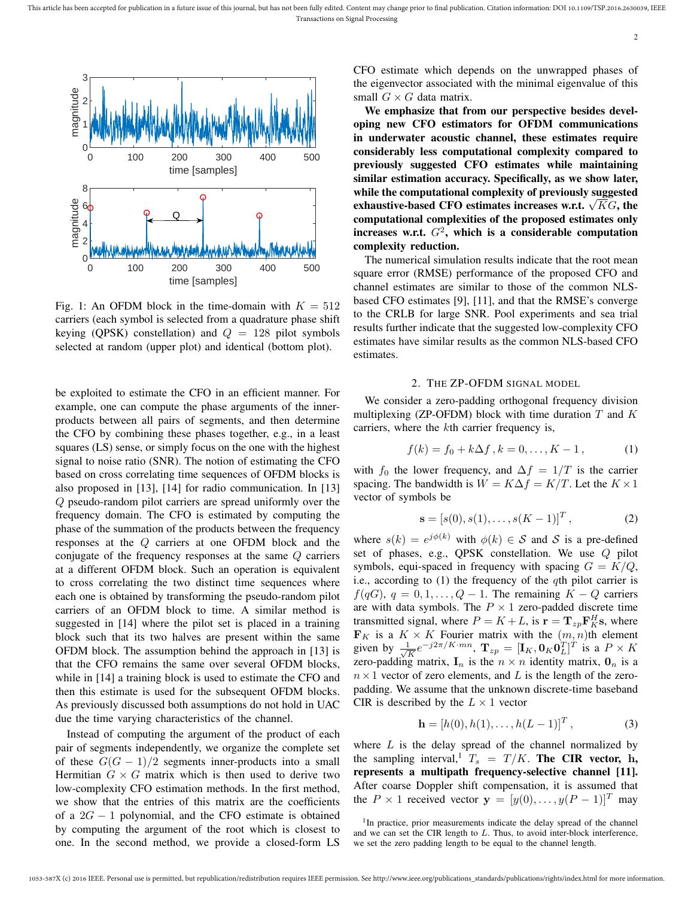Fig. 1: An OFDM block in the time-domain with $K = 512$ carriers (each symbol is selected from a quadrature phase shift keying (QPSK) constellation) and $Q = 128$ pilot symbols selected at random (upper plot) and identical (bottom plot).

be exploited to estimate the CFO in an efficient manner. For example, one can compute the phase arguments of the inner-products between all pairs of segments, and then determine the CFO by combining these phases together, e.g., in a least squares (LS) sense, or simply focus on the one with the highest signal to noise ratio (SNR). The notion of estimating the CFO based on cross correlating time sequences of OFDM blocks is also proposed in [13], [14] for radio communication. In [13] $Q$ pseudo-random pilot carriers are spread uniformly over the frequency domain. The CFO is estimated by computing the phase of the summation of the products between the frequency responses at the $Q$ carriers at one OFDM block and the conjugate of the frequency responses at the same $Q$ carriers at a different OFDM block. Such an operation is equivalent to cross correlating the two distinct time sequences where each one is obtained by transforming the pseudo-random pilot carriers of an OFDM block to time. A similar method is suggested in [14] where the pilot set is placed in a training block such that its two halves are present within the same OFDM block. The assumption behind the approach in [13] is that the CFO remains the same over several OFDM blocks, while in [14] a training block is used to estimate the CFO and then this estimate is used for the subsequent OFDM blocks. As previously discussed both assumptions do not hold in UAC due the time varying characteristics of the channel.

Instead of computing the argument of the product of each pair of segments independently, we organize the complete set of these $G(G-1)/2$ segments inner-products into a small Hermitian $G \times G$ matrix which is then used to derive two low-complexity CFO estimation methods. In the first method, we show that the entries of this matrix are the coefficients of a $2G-1$ polynomial, and the CFO estimate is obtained by computing the argument of the root which is closest to one. In the second method, we provide a closed-form LS CFO estimate which depends on the unwrapped phases of the eigenvector associated with the minimal eigenvalue of this small $G \times G$ data matrix.

**We emphasize that from our perspective besides developing new CFO estimators for OFDM communications in underwater acoustic channel, these estimates require considerably less computational complexity compared to previously suggested CFO estimates while maintaining similar estimation accuracy. Specifically, as we show later, while the computational complexity of previously suggested exhaustive-based CFO estimates increases w.r.t. $\sqrt{K}G$, the computational complexities of the proposed estimates only increases w.r.t. $G^2$, which is a considerable computation complexity reduction.**

The numerical simulation results indicate that the root mean square error (RMSE) performance of the proposed CFO and channel estimates are similar to those of the common NLS-based CFO estimates [9], [11], and that the RMSE's converge to the CRLB for large SNR. Pool experiments and sea trial results further indicate that the suggested low-complexity CFO estimates have similar results as the common NLS-based CFO estimates.

## 2. The ZP-OFDM Signal Model

We consider a zero-padding orthogonal frequency division multiplexing (ZP-OFDM) block with time duration $T$ and $K$ carriers, where the $k$th carrier frequency is,

$$f(k) = f_0 + k\Delta f \, , k = 0, \ldots, K-1 \, , \tag{1}$$

with $f_0$ the lower frequency, and $\Delta f = 1/T$ is the carrier spacing. The bandwidth is $W = K\Delta f = K/T$. Let the $K \times 1$ vector of symbols be

$$\mathbf{s} = [s(0), s(1), \ldots, s(K-1)]^T \, , \tag{2}$$

where $s(k) = e^{j\phi(k)}$ with $\phi(k) \in \mathcal{S}$ and $\mathcal{S}$ is a pre-defined set of phases, e.g., QPSK constellation. We use $Q$ pilot symbols, equi-spaced in frequency with spacing $G = K/Q$, i.e., according to (1) the frequency of the $q$th pilot carrier is $f(qG)$, $q = 0, 1, \ldots, Q-1$. The remaining $K-Q$ carriers are with data symbols. The $P \times 1$ zero-padded discrete time transmitted signal, where $P = K + L$, is $\mathbf{r} = \mathbf{T}_{zp}\mathbf{F}_K^H \mathbf{s}$, where $\mathbf{F}_K$ is a $K \times K$ Fourier matrix with the $(m,n)$th element given by $\frac{1}{\sqrt{K}} e^{-j2\pi/K \cdot mn}$, $\mathbf{T}_{zp} = [\mathbf{I}_K, \mathbf{0}_K \mathbf{0}_L^T]^T$ is a $P \times K$ zero-padding matrix, $\mathbf{I}_n$ is the $n \times n$ identity matrix, $\mathbf{0}_n$ is a $n \times 1$ vector of zero elements, and $L$ is the length of the zero-padding. We assume that the unknown discrete-time baseband CIR is described by the $L \times 1$ vector

$$\mathbf{h} = [h(0), h(1), \ldots, h(L-1)]^T \, , \tag{3}$$

where $L$ is the delay spread of the channel normalized by the sampling interval,[1] $T_s = T/K$. **The CIR vector, $\mathbf{h}$, represents a multipath frequency-selective channel [11].** After coarse Doppler shift compensation, it is assumed that the $P \times 1$ received vector $\mathbf{y} = [y(0), \ldots, y(P-1)]^T$ may

[1] In practice, prior measurements indicate the delay spread of the channel and we can set the CIR length to $L$. Thus, to avoid inter-block interference, we set the zero padding length to be equal to the channel length.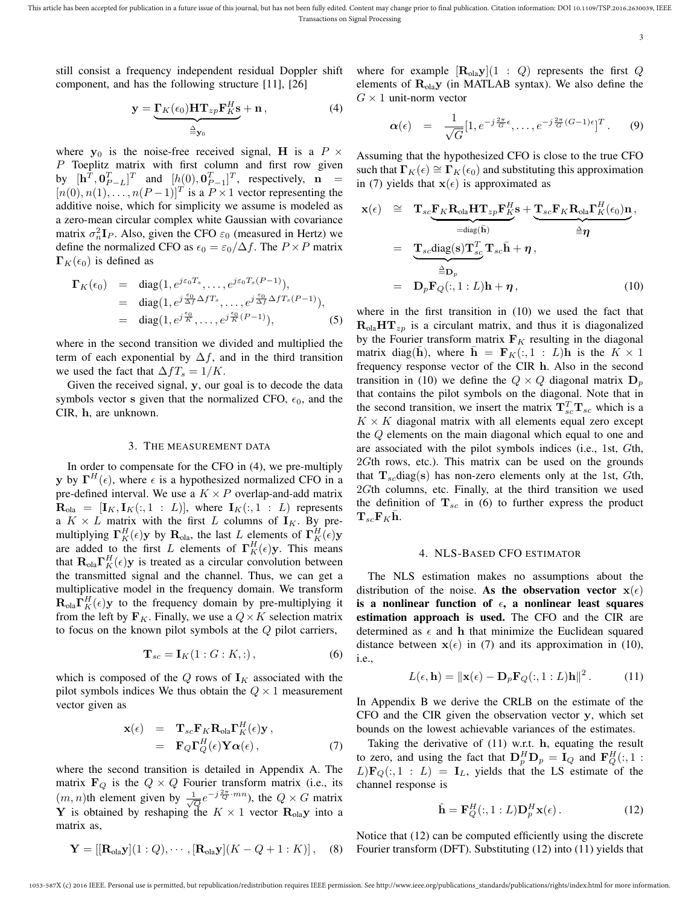still consist a frequency independent residual Doppler shift component, and has the following structure [11], [26]

$$\mathbf{y} = \underbrace{\mathbf{\Gamma}_K(\epsilon_0)\mathbf{H}\mathbf{T}_{zp}\mathbf{F}_K^H\mathbf{s}}_{\triangleq \mathbf{y}_0} + \mathbf{n}\,, \tag{4}$$

where $\mathbf{y}_0$ is the noise-free received signal, $\mathbf{H}$ is a $P \times P$ Toeplitz matrix with first column and first row given by $[\mathbf{h}^T, \mathbf{0}_{P-L}^T]^T$ and $[h(0), \mathbf{0}_{P-1}^T]^T$, respectively, $\mathbf{n} = [n(0), n(1), \dots, n(P-1)]^T$ is a $P \times 1$ vector representing the additive noise, which for simplicity we assume is modeled as a zero-mean circular complex white Gaussian with covariance matrix $\sigma_n^2 \mathbf{I}_P$. Also, given the CFO $\varepsilon_0$ (measured in Hertz) we define the normalized CFO as $\epsilon_0 = \varepsilon_0/\Delta f$. The $P \times P$ matrix $\mathbf{\Gamma}_K(\epsilon_0)$ is defined as

$$\begin{aligned}
\mathbf{\Gamma}_K(\epsilon_0) &= \text{diag}(1, e^{j\varepsilon_0 T_s}, \dots, e^{j\varepsilon_0 T_s(P-1)}), \\
&= \text{diag}(1, e^{j\frac{\varepsilon_0}{\Delta f}\Delta f T_s}, \dots, e^{j\frac{\varepsilon_0}{\Delta f}\Delta f T_s(P-1)}), \\
&= \text{diag}(1, e^{j\frac{\epsilon_0}{K}}, \dots, e^{j\frac{\epsilon_0}{K}(P-1)}),
\end{aligned} \tag{5}$$

where in the second transition we divided and multiplied the term of each exponential by $\Delta f$, and in the third transition we used the fact that $\Delta f T_s = 1/K$.

Given the received signal, $\mathbf{y}$, our goal is to decode the data symbols vector $\mathbf{s}$ given that the normalized CFO, $\epsilon_0$, and the CIR, $\mathbf{h}$, are unknown.

## 3. The measurement data

In order to compensate for the CFO in (4), we pre-multiply $\mathbf{y}$ by $\mathbf{\Gamma}^H(\epsilon)$, where $\epsilon$ is a hypothesized normalized CFO in a pre-defined interval. We use a $K \times P$ overlap-and-add matrix $\mathbf{R}_{\text{ola}} = [\mathbf{I}_K, \mathbf{I}_K(:, 1 : L)]$, where $\mathbf{I}_K(:, 1 : L)$ represents a $K \times L$ matrix with the first $L$ columns of $\mathbf{I}_K$. By pre-multiplying $\mathbf{\Gamma}_K^H(\epsilon)\mathbf{y}$ by $\mathbf{R}_{\text{ola}}$, the last $L$ elements of $\mathbf{\Gamma}_K^H(\epsilon)\mathbf{y}$ are added to the first $L$ elements of $\mathbf{\Gamma}_K^H(\epsilon)\mathbf{y}$. This means that $\mathbf{R}_{\text{ola}}\mathbf{\Gamma}_K^H(\epsilon)\mathbf{y}$ is treated as a circular convolution between the transmitted signal and the channel. Thus, we can get a multiplicative model in the frequency domain. We transform $\mathbf{R}_{\text{ola}}\mathbf{\Gamma}_K^H(\epsilon)\mathbf{y}$ to the frequency domain by pre-multiplying it from the left by $\mathbf{F}_K$. Finally, we use a $Q \times K$ selection matrix to focus on the known pilot symbols at the $Q$ pilot carriers,

$$\mathbf{T}_{sc} = \mathbf{I}_K(1 : G : K, :)\,, \tag{6}$$

which is composed of the $Q$ rows of $\mathbf{I}_K$ associated with the pilot symbols indices We thus obtain the $Q \times 1$ measurement vector given as

$$\begin{aligned}
\mathbf{x}(\epsilon) &= \mathbf{T}_{sc}\mathbf{F}_K\mathbf{R}_{\text{ola}}\mathbf{\Gamma}_K^H(\epsilon)\mathbf{y}\,, \\
&= \mathbf{F}_Q\mathbf{\Gamma}_Q^H(\epsilon)\mathbf{Y}\boldsymbol{\alpha}(\epsilon)\,,
\end{aligned} \tag{7}$$

where the second transition is detailed in Appendix A. The matrix $\mathbf{F}_Q$ is the $Q \times Q$ Fourier transform matrix (i.e., its $(m, n)$th element given by $\frac{1}{\sqrt{Q}}e^{-j\frac{2\pi}{Q}\cdot mn}$), the $Q \times G$ matrix $\mathbf{Y}$ is obtained by reshaping the $K \times 1$ vector $\mathbf{R}_{\text{ola}}\mathbf{y}$ into a matrix as,

$$\mathbf{Y} = [[\mathbf{R}_{\text{ola}}\mathbf{y}](1 : Q), \cdots, [\mathbf{R}_{\text{ola}}\mathbf{y}](K - Q + 1 : K)]\,, \tag{8}$$

where for example $[\mathbf{R}_{\text{ola}}\mathbf{y}](1 : Q)$ represents the first $Q$ elements of $\mathbf{R}_{\text{ola}}\mathbf{y}$ (in MATLAB syntax). We also define the $G \times 1$ unit-norm vector

$$\boldsymbol{\alpha}(\epsilon) = \frac{1}{\sqrt{G}}[1, e^{-j\frac{2\pi}{G}\epsilon}, \dots, e^{-j\frac{2\pi}{G}(G-1)\epsilon}]^T\,. \tag{9}$$

Assuming that the hypothesized CFO is close to the true CFO such that $\mathbf{\Gamma}_K(\epsilon) \cong \mathbf{\Gamma}_K(\epsilon_0)$ and substituting this approximation in (7) yields that $\mathbf{x}(\epsilon)$ is approximated as

$$\begin{aligned}
\mathbf{x}(\epsilon) &\cong \mathbf{T}_{sc}\underbrace{\mathbf{F}_K\mathbf{R}_{\text{ola}}\mathbf{H}\mathbf{T}_{zp}\mathbf{F}_K^H}_{=\text{diag}(\bar{\mathbf{h}})}\mathbf{s} + \underbrace{\mathbf{T}_{sc}\mathbf{F}_K\mathbf{R}_{\text{ola}}\mathbf{\Gamma}_K^H(\epsilon_0)\mathbf{n}}_{\triangleq \boldsymbol{\eta}}\,, \\
&= \underbrace{\mathbf{T}_{sc}\text{diag}(\mathbf{s})\mathbf{T}_{sc}^T}_{\triangleq \mathbf{D}_p}\mathbf{T}_{sc}\bar{\mathbf{h}} + \boldsymbol{\eta}\,, \\
&= \mathbf{D}_p\mathbf{F}_Q(:, 1 : L)\mathbf{h} + \boldsymbol{\eta}\,,
\end{aligned} \tag{10}$$

where in the first transition in (10) we used the fact that $\mathbf{R}_{\text{ola}}\mathbf{H}\mathbf{T}_{zp}$ is a circulant matrix, and thus it is diagonalized by the Fourier transform matrix $\mathbf{F}_K$ resulting in the diagonal matrix $\text{diag}(\bar{\mathbf{h}})$, where $\bar{\mathbf{h}} = \mathbf{F}_K(:, 1 : L)\mathbf{h}$ is the $K \times 1$ frequency response vector of the CIR $\mathbf{h}$. Also in the second transition in (10) we define the $Q \times Q$ diagonal matrix $\mathbf{D}_p$ that contains the pilot symbols on the diagonal. Note that in the second transition, we insert the matrix $\mathbf{T}_{sc}^T\mathbf{T}_{sc}$ which is a $K \times K$ diagonal matrix with all elements equal zero except the $Q$ elements on the main diagonal which equal to one and are associated with the pilot symbols indices (i.e., 1st, $G$th, $2G$th rows, etc.). This matrix can be used on the grounds that $\mathbf{T}_{sc}\text{diag}(\mathbf{s})$ has non-zero elements only at the 1st, $G$th, $2G$th columns, etc. Finally, at the third transition we used the definition of $\mathbf{T}_{sc}$ in (6) to further express the product $\mathbf{T}_{sc}\mathbf{F}_K\bar{\mathbf{h}}$.

## 4. NLS-based CFO estimator

The NLS estimation makes no assumptions about the distribution of the noise. **As the observation vector $\mathbf{x}(\epsilon)$ is a nonlinear function of $\epsilon$, a nonlinear least squares estimation approach is used.** The CFO and the CIR are determined as $\epsilon$ and $\mathbf{h}$ that minimize the Euclidean squared distance between $\mathbf{x}(\epsilon)$ in (7) and its approximation in (10), i.e.,

$$L(\epsilon, \mathbf{h}) = \|\mathbf{x}(\epsilon) - \mathbf{D}_p\mathbf{F}_Q(:, 1 : L)\mathbf{h}\|^2\,. \tag{11}$$

In Appendix B we derive the CRLB on the estimate of the CFO and the CIR given the observation vector $\mathbf{y}$, which set bounds on the lowest achievable variances of the estimates.

Taking the derivative of (11) w.r.t. $\mathbf{h}$, equating the result to zero, and using the fact that $\mathbf{D}_p^H\mathbf{D}_p = \mathbf{I}_Q$ and $\mathbf{F}_Q^H(:, 1 : L)\mathbf{F}_Q(:, 1 : L) = \mathbf{I}_L$, yields that the LS estimate of the channel response is

$$\hat{\mathbf{h}} = \mathbf{F}_Q^H(:, 1 : L)\mathbf{D}_p^H\mathbf{x}(\epsilon)\,. \tag{12}$$

Notice that (12) can be computed efficiently using the discrete Fourier transform (DFT). Substituting (12) into (11) yields that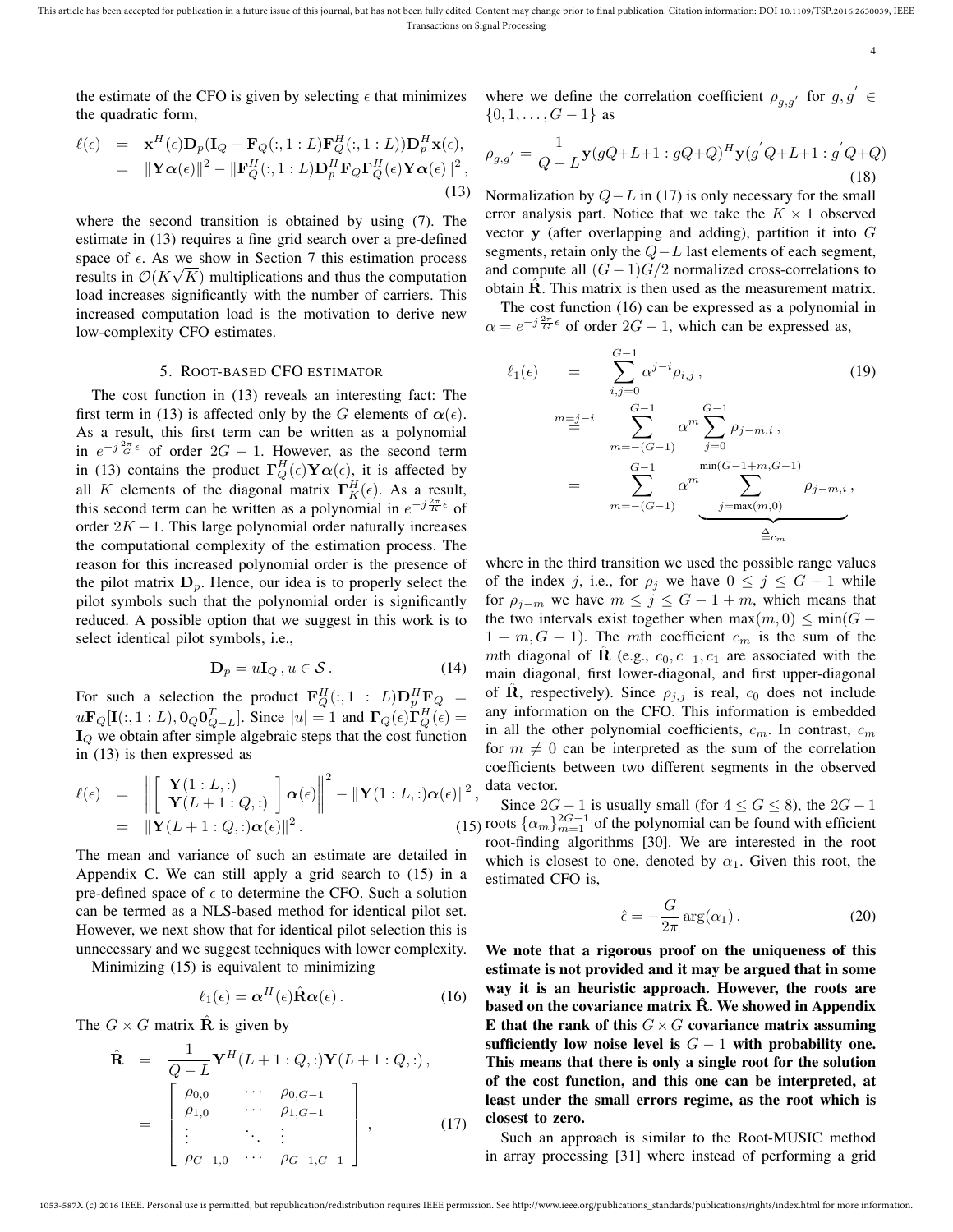the estimate of the CFO is given by selecting $\epsilon$ that minimizes the quadratic form,

$$
\begin{aligned}
\ell(\epsilon) &= \mathbf{x}^H(\epsilon)\mathbf{D}_p(\mathbf{I}_Q - \mathbf{F}_Q(:,1:L)\mathbf{F}_Q^H(:,1:L))\mathbf{D}_p^H\mathbf{x}(\epsilon), \\
&= \|\mathbf{Y}\boldsymbol{\alpha}(\epsilon)\|^2 - \|\mathbf{F}_Q^H(:,1:L)\mathbf{D}_p^H\mathbf{F}_Q\boldsymbol{\Gamma}_Q^H(\epsilon)\mathbf{Y}\boldsymbol{\alpha}(\epsilon)\|^2,
\end{aligned} \tag{13}
$$

where the second transition is obtained by using (7). The estimate in (13) requires a fine grid search over a pre-defined space of $\epsilon$. As we show in Section 7 this estimation process results in $\mathcal{O}(K\sqrt{K})$ multiplications and thus the computation load increases significantly with the number of carriers. This increased computation load is the motivation to derive new low-complexity CFO estimates.

## 5. Root-based CFO estimator

The cost function in (13) reveals an interesting fact: The first term in (13) is affected only by the $G$ elements of $\boldsymbol{\alpha}(\epsilon)$. As a result, this first term can be written as a polynomial in $e^{-j\frac{2\pi}{G}\epsilon}$ of order $2G-1$. However, as the second term in (13) contains the product $\boldsymbol{\Gamma}_Q^H(\epsilon)\mathbf{Y}\boldsymbol{\alpha}(\epsilon)$, it is affected by all $K$ elements of the diagonal matrix $\boldsymbol{\Gamma}_K^H(\epsilon)$. As a result, this second term can be written as a polynomial in $e^{-j\frac{2\pi}{K}\epsilon}$ of order $2K-1$. This large polynomial order naturally increases the computational complexity of the estimation process. The reason for this increased polynomial order is the presence of the pilot matrix $\mathbf{D}_p$. Hence, our idea is to properly select the pilot symbols such that the polynomial order is significantly reduced. A possible option that we suggest in this work is to select identical pilot symbols, i.e.,

$$
\mathbf{D}_p = u\mathbf{I}_Q\,, u \in \mathcal{S}\,. \tag{14}
$$

For such a selection the product $\mathbf{F}_Q^H(:,1:L)\mathbf{D}_p^H\mathbf{F}_Q = u\mathbf{F}_Q[\mathbf{I}(:,1:L), \mathbf{0}_Q\mathbf{0}_{Q-L}^T]$. Since $|u|=1$ and $\boldsymbol{\Gamma}_Q(\epsilon)\boldsymbol{\Gamma}_Q^H(\epsilon) = \mathbf{I}_Q$ we obtain after simple algebraic steps that the cost function in (13) is then expressed as

$$
\begin{aligned}
\ell(\epsilon) &= \left\|\begin{bmatrix} \mathbf{Y}(1:L,:) \\ \mathbf{Y}(L+1:Q,:) \end{bmatrix}\boldsymbol{\alpha}(\epsilon)\right\|^2 - \|\mathbf{Y}(1:L,:)\boldsymbol{\alpha}(\epsilon)\|^2, \\
&= \|\mathbf{Y}(L+1:Q,:)\boldsymbol{\alpha}(\epsilon)\|^2\,.
\end{aligned} \tag{15}
$$

The mean and variance of such an estimate are detailed in Appendix C. We can still apply a grid search to (15) in a pre-defined space of $\epsilon$ to determine the CFO. Such a solution can be termed as a NLS-based method for identical pilot set. However, we next show that for identical pilot selection this is unnecessary and we suggest techniques with lower complexity.

Minimizing (15) is equivalent to minimizing

$$
\ell_1(\epsilon) = \boldsymbol{\alpha}^H(\epsilon)\hat{\mathbf{R}}\boldsymbol{\alpha}(\epsilon)\,. \tag{16}
$$

The $G \times G$ matrix $\hat{\mathbf{R}}$ is given by

$$
\begin{aligned}
\hat{\mathbf{R}} &= \frac{1}{Q-L}\mathbf{Y}^H(L+1:Q,:)\mathbf{Y}(L+1:Q,:)\,, \\
&= \begin{bmatrix} \rho_{0,0} & \cdots & \rho_{0,G-1} \\ \rho_{1,0} & \cdots & \rho_{1,G-1} \\ \vdots & \ddots & \vdots \\ \rho_{G-1,0} & \cdots & \rho_{G-1,G-1} \end{bmatrix}\,,
\end{aligned} \tag{17}
$$

where we define the correlation coefficient $\rho_{g,g'}$ for $g,g' \in \{0,1,\ldots,G-1\}$ as

$$
\rho_{g,g'} = \frac{1}{Q-L}\mathbf{y}(gQ+L+1:gQ+Q)^H\mathbf{y}(g'Q+L+1:g'Q+Q) \tag{18}
$$

Normalization by $Q-L$ in (17) is only necessary for the small error analysis part. Notice that we take the $K\times 1$ observed vector $\mathbf{y}$ (after overlapping and adding), partition it into $G$ segments, retain only the $Q-L$ last elements of each segment, and compute all $(G-1)G/2$ normalized cross-correlations to obtain $\hat{\mathbf{R}}$. This matrix is then used as the measurement matrix.

The cost function (16) can be expressed as a polynomial in $\alpha = e^{-j\frac{2\pi}{G}\epsilon}$ of order $2G-1$, which can be expressed as,

$$
\begin{aligned}
\ell_1(\epsilon) &= \sum_{i,j=0}^{G-1}\alpha^{j-i}\rho_{i,j}\,, \\
&\overset{m=j-i}{=} \sum_{m=-(G-1)}^{G-1}\alpha^m\sum_{j=0}^{G-1}\rho_{j-m,i}\,, \\
&= \sum_{m=-(G-1)}^{G-1}\alpha^m\underbrace{\sum_{j=\max(m,0)}^{\min(G-1+m,G-1)}\rho_{j-m,i}}_{\triangleq c_m}\,,
\end{aligned} \tag{19}
$$

where in the third transition we used the possible range values of the index $j$, i.e., for $\rho_j$ we have $0 \le j \le G-1$ while for $\rho_{j-m}$ we have $m \le j \le G-1+m$, which means that the two intervals exist together when $\max(m,0) \le \min(G-1+m, G-1)$. The $m$th coefficient $c_m$ is the sum of the $m$th diagonal of $\hat{\mathbf{R}}$ (e.g., $c_0, c_{-1}, c_1$ are associated with the main diagonal, first lower-diagonal, and first upper-diagonal of $\hat{\mathbf{R}}$, respectively). Since $\rho_{j,j}$ is real, $c_0$ does not include any information on the CFO. This information is embedded in all the other polynomial coefficients, $c_m$. In contrast, $c_m$ for $m \neq 0$ can be interpreted as the sum of the correlation coefficients between two different segments in the observed data vector.

Since $2G-1$ is usually small (for $4 \le G \le 8$), the $2G-1$ roots $\{\alpha_m\}_{m=1}^{2G-1}$ of the polynomial can be found with efficient root-finding algorithms [30]. We are interested in the root which is closest to one, denoted by $\alpha_1$. Given this root, the estimated CFO is,

$$
\hat{\epsilon} = -\frac{G}{2\pi}\arg(\alpha_1)\,. \tag{20}
$$

**We note that a rigorous proof on the uniqueness of this estimate is not provided and it may be argued that in some way it is an heuristic approach. However, the roots are based on the covariance matrix $\hat{\mathbf{R}}$. We showed in Appendix E that the rank of this $G\times G$ covariance matrix assuming sufficiently low noise level is $G-1$ with probability one. This means that there is only a single root for the solution of the cost function, and this one can be interpreted, at least under the small errors regime, as the root which is closest to zero.**

Such an approach is similar to the Root-MUSIC method in array processing [31] where instead of performing a grid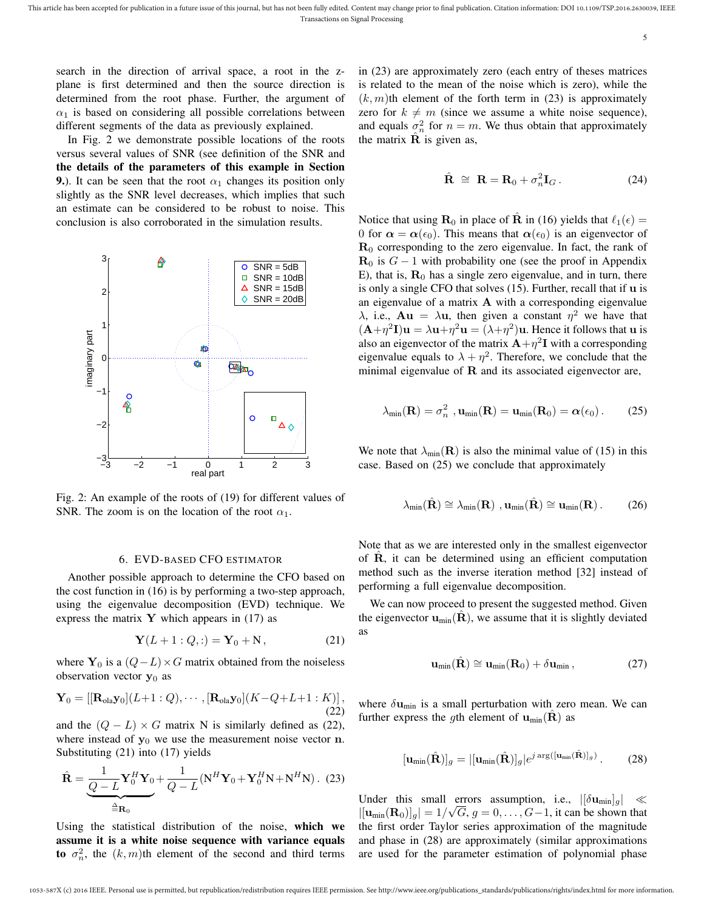search in the direction of arrival space, a root in the z-plane is first determined and then the source direction is determined from the root phase. Further, the argument of $\alpha_1$ is based on considering all possible correlations between different segments of the data as previously explained.

In Fig. 2 we demonstrate possible locations of the roots versus several values of SNR (see definition of the SNR and **the details of the parameters of this example in Section 9.**). It can be seen that the root $\alpha_1$ changes its position only slightly as the SNR level decreases, which implies that such an estimate can be considered to be robust to noise. This conclusion is also corroborated in the simulation results.

Fig. 2: An example of the roots of (19) for different values of SNR. The zoom is on the location of the root $\alpha_1$.

## 6. EVD-BASED CFO ESTIMATOR

Another possible approach to determine the CFO based on the cost function in (16) is by performing a two-step approach, using the eigenvalue decomposition (EVD) technique. We express the matrix $\mathbf{Y}$ which appears in (17) as

$$\mathbf{Y}(L+1:Q,:) = \mathbf{Y}_0 + \mathrm{N}\,, \tag{21}$$

where $\mathbf{Y}_0$ is a $(Q-L)\times G$ matrix obtained from the noiseless observation vector $\mathbf{y}_0$ as

$$\mathbf{Y}_0 = \left[[\mathbf{R}_{\text{ola}}\mathbf{y}_0](L+1:Q),\cdots,[\mathbf{R}_{\text{ola}}\mathbf{y}_0](K-Q+L+1:K)\right], \tag{22}$$

and the $(Q-L)\times G$ matrix N is similarly defined as (22), where instead of $\mathbf{y}_0$ we use the measurement noise vector $\mathbf{n}$. Substituting (21) into (17) yields

$$\hat{\mathbf{R}} = \underbrace{\frac{1}{Q-L}\mathbf{Y}_0^H\mathbf{Y}_0}_{\triangleq \mathbf{R}_0} + \frac{1}{Q-L}(\mathrm{N}^H\mathbf{Y}_0 + \mathbf{Y}_0^H\mathrm{N} + \mathrm{N}^H\mathrm{N})\,. \tag{23}$$

Using the statistical distribution of the noise, **which we assume it is a white noise sequence with variance equals to** $\sigma_n^2$, the $(k,m)$th element of the second and third terms in (23) are approximately zero (each entry of theses matrices is related to the mean of the noise which is zero), while the $(k,m)$th element of the forth term in (23) is approximately zero for $k\neq m$ (since we assume a white noise sequence), and equals $\sigma_n^2$ for $n=m$. We thus obtain that approximately the matrix $\hat{\mathbf{R}}$ is given as,

$$\hat{\mathbf{R}} \;\cong\; \mathbf{R} = \mathbf{R}_0 + \sigma_n^2\mathbf{I}_G\,. \tag{24}$$

Notice that using $\mathbf{R}_0$ in place of $\hat{\mathbf{R}}$ in (16) yields that $\ell_1(\epsilon) = 0$ for $\boldsymbol{\alpha} = \boldsymbol{\alpha}(\epsilon_0)$. This means that $\boldsymbol{\alpha}(\epsilon_0)$ is an eigenvector of $\mathbf{R}_0$ corresponding to the zero eigenvalue. In fact, the rank of $\mathbf{R}_0$ is $G-1$ with probability one (see the proof in Appendix E), that is, $\mathbf{R}_0$ has a single zero eigenvalue, and in turn, there is only a single CFO that solves (15). Further, recall that if $\mathbf{u}$ is an eigenvalue of a matrix $\mathbf{A}$ with a corresponding eigenvalue $\lambda$, i.e., $\mathbf{A}\mathbf{u} = \lambda\mathbf{u}$, then given a constant $\eta^2$ we have that $(\mathbf{A}+\eta^2\mathbf{I})\mathbf{u} = \lambda\mathbf{u}+\eta^2\mathbf{u} = (\lambda+\eta^2)\mathbf{u}$. Hence it follows that $\mathbf{u}$ is also an eigenvector of the matrix $\mathbf{A}+\eta^2\mathbf{I}$ with a corresponding eigenvalue equals to $\lambda+\eta^2$. Therefore, we conclude that the minimal eigenvalue of $\mathbf{R}$ and its associated eigenvector are,

$$\lambda_{\text{min}}(\mathbf{R}) = \sigma_n^2\;,\mathbf{u}_{\text{min}}(\mathbf{R}) = \mathbf{u}_{\text{min}}(\mathbf{R}_0) = \boldsymbol{\alpha}(\epsilon_0)\,. \tag{25}$$

We note that $\lambda_{\text{min}}(\mathbf{R})$ is also the minimal value of (15) in this case. Based on (25) we conclude that approximately

$$\lambda_{\text{min}}(\hat{\mathbf{R}}) \cong \lambda_{\text{min}}(\mathbf{R})\;,\mathbf{u}_{\text{min}}(\hat{\mathbf{R}}) \cong \mathbf{u}_{\text{min}}(\mathbf{R})\,. \tag{26}$$

Note that as we are interested only in the smallest eigenvector of $\hat{\mathbf{R}}$, it can be determined using an efficient computation method such as the inverse iteration method [32] instead of performing a full eigenvalue decomposition.

We can now proceed to present the suggested method. Given the eigenvector $\mathbf{u}_{\text{min}}(\hat{\mathbf{R}})$, we assume that it is slightly deviated as

$$\mathbf{u}_{\text{min}}(\hat{\mathbf{R}}) \cong \mathbf{u}_{\text{min}}(\mathbf{R}_0) + \delta\mathbf{u}_{\text{min}}\,, \tag{27}$$

where $\delta\mathbf{u}_{\text{min}}$ is a small perturbation with zero mean. We can further express the $g$th element of $\mathbf{u}_{\text{min}}(\hat{\mathbf{R}})$ as

$$[\mathbf{u}_{\text{min}}(\hat{\mathbf{R}})]_g = |[\mathbf{u}_{\text{min}}(\hat{\mathbf{R}})]_g|e^{j\arg([\mathbf{u}_{\text{min}}(\hat{\mathbf{R}})]_g)}\,. \tag{28}$$

Under this small errors assumption, i.e., $|[\delta\mathbf{u}_{\text{min}}]_g| \ll |[\mathbf{u}_{\text{min}}(\mathbf{R}_0)]_g| = 1/\sqrt{G}$, $g=0,\ldots,G-1$, it can be shown that the first order Taylor series approximation of the magnitude and phase in (28) are approximately (similar approximations are used for the parameter estimation of polynomial phase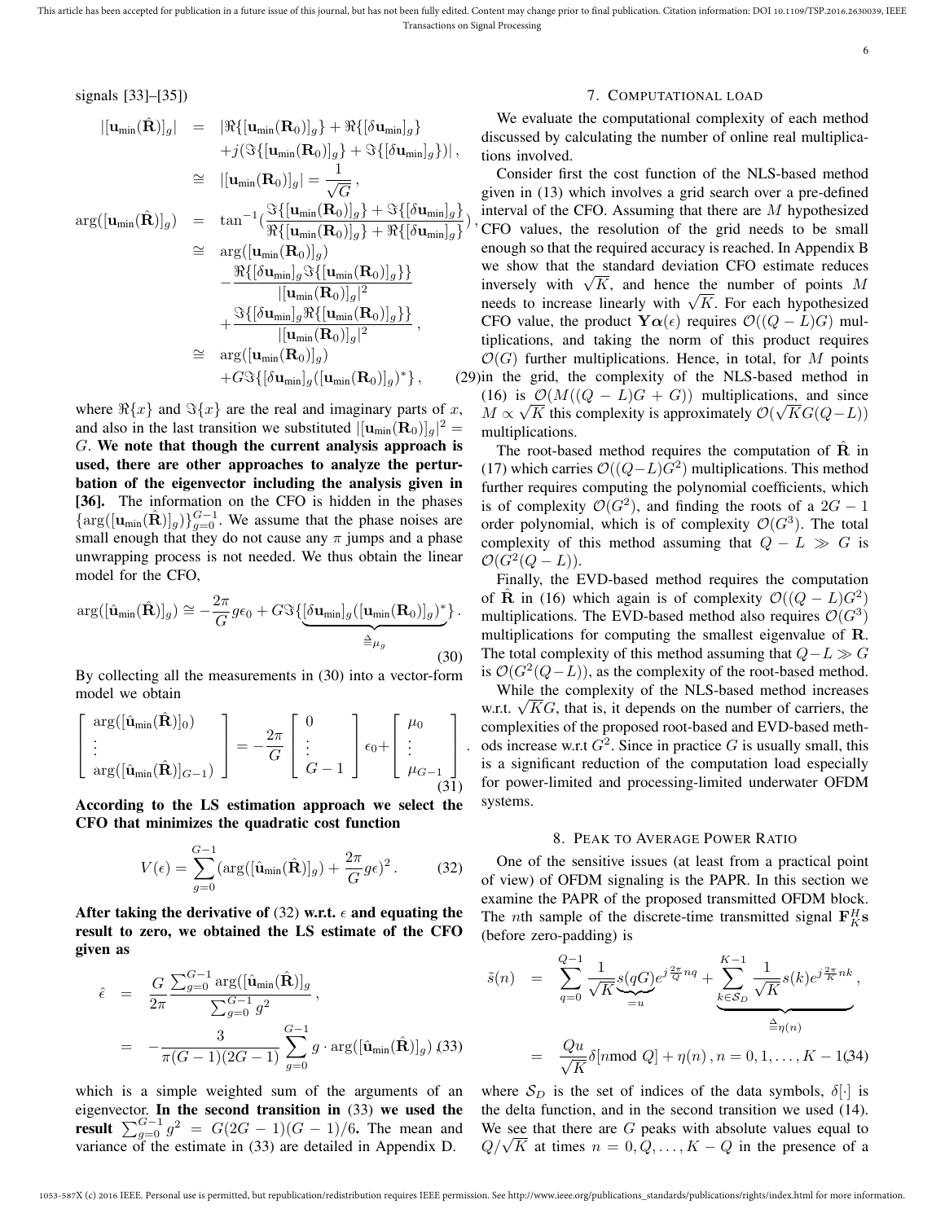signals [33]–[35])

$$
\begin{aligned}
|[\mathbf{u}_{\min}(\hat{\mathbf{R}})]_g| &= |\Re\{[\mathbf{u}_{\min}(\mathbf{R}_0)]_g\} + \Re\{[\delta\mathbf{u}_{\min}]_g\} \\
&\quad + j(\Im\{[\mathbf{u}_{\min}(\mathbf{R}_0)]_g\} + \Im\{[\delta\mathbf{u}_{\min}]_g\})|\,, \\
&\cong |[\mathbf{u}_{\min}(\mathbf{R}_0)]_g| = \frac{1}{\sqrt{G}}\,, \\
\arg([\mathbf{u}_{\min}(\hat{\mathbf{R}})]_g) &= \tan^{-1}\Big(\frac{\Im\{[\mathbf{u}_{\min}(\mathbf{R}_0)]_g\} + \Im\{[\delta\mathbf{u}_{\min}]_g\}}{\Re\{[\mathbf{u}_{\min}(\mathbf{R}_0)]_g\} + \Re\{[\delta\mathbf{u}_{\min}]_g\}}\Big)\,, \\
&\cong \arg([\mathbf{u}_{\min}(\mathbf{R}_0)]_g) \\
&\quad - \frac{\Re\{[\delta\mathbf{u}_{\min}]_g \Im\{[\mathbf{u}_{\min}(\mathbf{R}_0)]_g\}\}}{|[\mathbf{u}_{\min}(\mathbf{R}_0)]_g|^2} \\
&\quad + \frac{\Im\{[\delta\mathbf{u}_{\min}]_g \Re\{[\mathbf{u}_{\min}(\mathbf{R}_0)]_g\}\}}{|[\mathbf{u}_{\min}(\mathbf{R}_0)]_g|^2}\,, \\
&\cong \arg([\mathbf{u}_{\min}(\mathbf{R}_0)]_g) \\
&\quad + G\Im\{[\delta\mathbf{u}_{\min}]_g([\mathbf{u}_{\min}(\mathbf{R}_0)]_g)^*\}\,,
\end{aligned} \tag{29}
$$

where $\Re\{x\}$ and $\Im\{x\}$ are the real and imaginary parts of $x$, and also in the last transition we substituted $|[\mathbf{u}_{\min}(\mathbf{R}_0)]_g|^2 = G$. **We note that though the current analysis approach is used, there are other approaches to analyze the perturbation of the eigenvector including the analysis given in [36].** The information on the CFO is hidden in the phases $\{\arg([\mathbf{u}_{\min}(\hat{\mathbf{R}})]_g)\}_{g=0}^{G-1}$. We assume that the phase noises are small enough that they do not cause any $\pi$ jumps and a phase unwrapping process is not needed. We thus obtain the linear model for the CFO,

$$
\arg([\hat{\mathbf{u}}_{\min}(\hat{\mathbf{R}})]_g) \cong -\frac{2\pi}{G}g\epsilon_0 + G\Im\{\underbrace{[\delta\mathbf{u}_{\min}]_g([\mathbf{u}_{\min}(\mathbf{R}_0)]_g)^*}_{\triangleq \mu_g}\}\,. \tag{30}
$$

By collecting all the measurements in (30) into a vector-form model we obtain

$$
\begin{bmatrix} \arg([\hat{\mathbf{u}}_{\min}(\hat{\mathbf{R}})]_0) \\ \vdots \\ \arg([\hat{\mathbf{u}}_{\min}(\hat{\mathbf{R}})]_{G-1}) \end{bmatrix} = -\frac{2\pi}{G}\begin{bmatrix} 0 \\ \vdots \\ G-1 \end{bmatrix}\epsilon_0 + \begin{bmatrix} \mu_0 \\ \vdots \\ \mu_{G-1} \end{bmatrix}. \tag{31}
$$

**According to the LS estimation approach we select the CFO that minimizes the quadratic cost function**

$$
V(\epsilon) = \sum_{g=0}^{G-1}(\arg([\hat{\mathbf{u}}_{\min}(\hat{\mathbf{R}})]_g) + \frac{2\pi}{G}g\epsilon)^2\,. \tag{32}
$$

**After taking the derivative of (32) w.r.t. $\epsilon$ and equating the result to zero, we obtained the LS estimate of the CFO given as**

$$
\begin{aligned}
\hat{\epsilon} &= \frac{G}{2\pi}\frac{\sum_{g=0}^{G-1}\arg([\hat{\mathbf{u}}_{\min}(\hat{\mathbf{R}})]_g}{\sum_{g=0}^{G-1}g^2}\,, \\
&= -\frac{3}{\pi(G-1)(2G-1)}\sum_{g=0}^{G-1}g\cdot\arg([\hat{\mathbf{u}}_{\min}(\hat{\mathbf{R}})]_g)\,,
\end{aligned} \tag{33}
$$

which is a simple weighted sum of the arguments of an eigenvector. **In the second transition in (33) we used the result $\sum_{g=0}^{G-1}g^2 = G(2G-1)(G-1)/6$.** The mean and variance of the estimate in (33) are detailed in Appendix D.

## 7. Computational Load

We evaluate the computational complexity of each method discussed by calculating the number of online real multiplications involved.

Consider first the cost function of the NLS-based method given in (13) which involves a grid search over a pre-defined interval of the CFO. Assuming that there are $M$ hypothesized CFO values, the resolution of the grid needs to be small enough so that the required accuracy is reached. In Appendix B we show that the standard deviation CFO estimate reduces inversely with $\sqrt{K}$, and hence the number of points $M$ needs to increase linearly with $\sqrt{K}$. For each hypothesized CFO value, the product $\mathbf{Y}\boldsymbol{\alpha}(\epsilon)$ requires $\mathcal{O}((Q-L)G)$ multiplications, and taking the norm of this product requires $\mathcal{O}(G)$ further multiplications. Hence, in total, for $M$ points in the grid, the complexity of the NLS-based method in (16) is $\mathcal{O}(M((Q-L)G+G))$ multiplications, and since $M \propto \sqrt{K}$ this complexity is approximately $\mathcal{O}(\sqrt{K}G(Q-L))$ multiplications.

The root-based method requires the computation of $\hat{\mathbf{R}}$ in (17) which carries $\mathcal{O}((Q-L)G^2)$ multiplications. This method further requires computing the polynomial coefficients, which is of complexity $\mathcal{O}(G^2)$, and finding the roots of a $2G-1$ order polynomial, which is of complexity $\mathcal{O}(G^3)$. The total complexity of this method assuming that $Q-L \gg G$ is $\mathcal{O}(G^2(Q-L))$.

Finally, the EVD-based method requires the computation of $\hat{\mathbf{R}}$ in (16) which again is of complexity $\mathcal{O}((Q-L)G^2)$ multiplications. The EVD-based method also requires $\mathcal{O}(G^3)$ multiplications for computing the smallest eigenvalue of $\mathbf{R}$. The total complexity of this method assuming that $Q-L \gg G$ is $\mathcal{O}(G^2(Q-L))$, as the complexity of the root-based method.

While the complexity of the NLS-based method increases w.r.t. $\sqrt{K}G$, that is, it depends on the number of carriers, the complexities of the proposed root-based and EVD-based methods increase w.r.t $G^2$. Since in practice $G$ is usually small, this is a significant reduction of the computation load especially for power-limited and processing-limited underwater OFDM systems.

## 8. Peak to Average Power Ratio

One of the sensitive issues (at least from a practical point of view) of OFDM signaling is the PAPR. In this section we examine the PAPR of the proposed transmitted OFDM block. The $n$th sample of the discrete-time transmitted signal $\mathbf{F}_K^H\mathbf{s}$ (before zero-padding) is

$$
\begin{aligned}
\tilde{s}(n) &= \sum_{q=0}^{Q-1}\frac{1}{\sqrt{K}}\underbrace{s(qG)}_{=u}e^{j\frac{2\pi}{Q}nq} + \underbrace{\sum_{k\in\mathcal{S}_D}^{K-1}\frac{1}{\sqrt{K}}s(k)e^{j\frac{2\pi}{K}nk}}_{\triangleq\eta(n)}\,, \\
&= \frac{Qu}{\sqrt{K}}\delta[n\text{mod }Q] + \eta(n)\,, n = 0,1,\ldots,K-1
\end{aligned} \tag{34}
$$

where $\mathcal{S}_D$ is the set of indices of the data symbols, $\delta[\cdot]$ is the delta function, and in the second transition we used (14). We see that there are $G$ peaks with absolute values equal to $Q/\sqrt{K}$ at times $n = 0, Q, \ldots, K-Q$ in the presence of a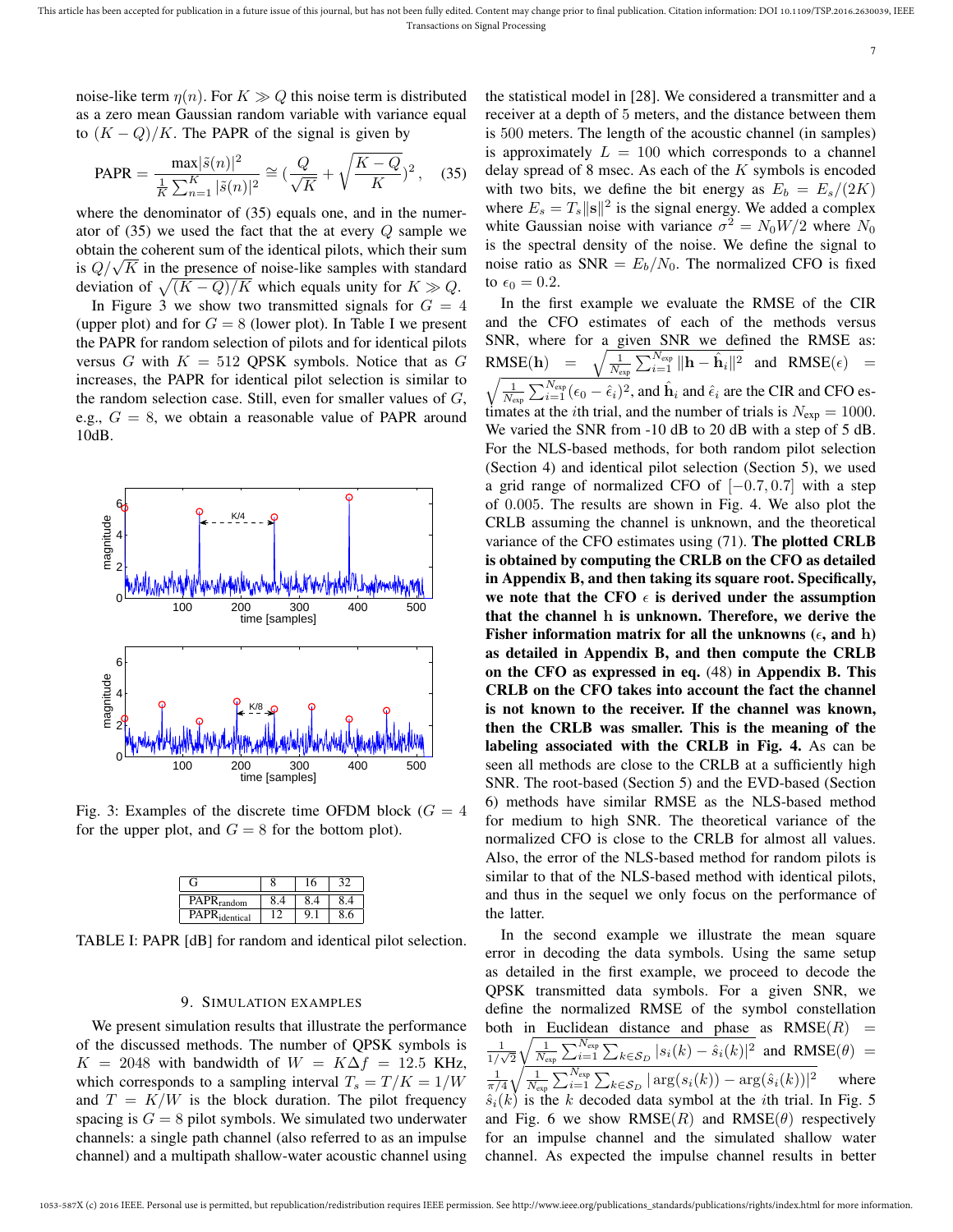noise-like term $\eta(n)$. For $K \gg Q$ this noise term is distributed as a zero mean Gaussian random variable with variance equal to $(K-Q)/K$. The PAPR of the signal is given by

$$\text{PAPR} = \frac{\max|\tilde{s}(n)|^2}{\frac{1}{K}\sum_{n=1}^{K}|\tilde{s}(n)|^2} \cong \left(\frac{Q}{\sqrt{K}} + \sqrt{\frac{K-Q}{K}}\right)^2, \quad (35)$$

where the denominator of (35) equals one, and in the numerator of (35) we used the fact that the at every $Q$ sample we obtain the coherent sum of the identical pilots, which their sum is $Q/\sqrt{K}$ in the presence of noise-like samples with standard deviation of $\sqrt{(K-Q)/K}$ which equals unity for $K \gg Q$.

In Figure 3 we show two transmitted signals for $G = 4$ (upper plot) and for $G = 8$ (lower plot). In Table I we present the PAPR for random selection of pilots and for identical pilots versus $G$ with $K = 512$ QPSK symbols. Notice that as $G$ increases, the PAPR for identical pilot selection is similar to the random selection case. Still, even for smaller values of $G$, e.g., $G = 8$, we obtain a reasonable value of PAPR around 10dB.

Fig. 3: Examples of the discrete time OFDM block ($G = 4$ for the upper plot, and $G = 8$ for the bottom plot).

| G | 8 | 16 | 32 |
|---|---|---|---|
| $\text{PAPR}_{\text{random}}$ | 8.4 | 8.4 | 8.4 |
| $\text{PAPR}_{\text{identical}}$ | 12 | 9.1 | 8.6 |

TABLE I: PAPR [dB] for random and identical pilot selection.

## 9. Simulation Examples

We present simulation results that illustrate the performance of the discussed methods. The number of QPSK symbols is $K = 2048$ with bandwidth of $W = K\Delta f = 12.5$ KHz, which corresponds to a sampling interval $T_s = T/K = 1/W$ and $T = K/W$ is the block duration. The pilot frequency spacing is $G = 8$ pilot symbols. We simulated two underwater channels: a single path channel (also referred to as an impulse channel) and a multipath shallow-water acoustic channel using the statistical model in [28]. We considered a transmitter and a receiver at a depth of 5 meters, and the distance between them is 500 meters. The length of the acoustic channel (in samples) is approximately $L = 100$ which corresponds to a channel delay spread of 8 msec. As each of the $K$ symbols is encoded with two bits, we define the bit energy as $E_b = E_s/(2K)$ where $E_s = T_s\|\mathbf{s}\|^2$ is the signal energy. We added a complex white Gaussian noise with variance $\sigma^2 = N_0W/2$ where $N_0$ is the spectral density of the noise. We define the signal to noise ratio as $\text{SNR} = E_b/N_0$. The normalized CFO is fixed to $\epsilon_0 = 0.2$.

In the first example we evaluate the RMSE of the CIR and the CFO estimates of each of the methods versus SNR, where for a given SNR we defined the RMSE as: $\text{RMSE}(\mathbf{h}) = \sqrt{\frac{1}{N_{\text{exp}}}\sum_{i=1}^{N_{\text{exp}}}\|\mathbf{h} - \hat{\mathbf{h}}_i\|^2}$ and $\text{RMSE}(\epsilon) = \sqrt{\frac{1}{N_{\text{exp}}}\sum_{i=1}^{N_{\text{exp}}}(\epsilon_0 - \hat{\epsilon}_i)^2}$, and $\hat{\mathbf{h}}_i$ and $\hat{\epsilon}_i$ are the CIR and CFO estimates at the $i$th trial, and the number of trials is $N_{\text{exp}} = 1000$. We varied the SNR from -10 dB to 20 dB with a step of 5 dB. For the NLS-based methods, for both random pilot selection (Section 4) and identical pilot selection (Section 5), we used a grid range of normalized CFO of $[-0.7, 0.7]$ with a step of 0.005. The results are shown in Fig. 4. We also plot the CRLB assuming the channel is unknown, and the theoretical variance of the CFO estimates using (71). **The plotted CRLB is obtained by computing the CRLB on the CFO as detailed in Appendix B, and then taking its square root. Specifically, we note that the CFO $\epsilon$ is derived under the assumption that the channel $\mathbf{h}$ is unknown. Therefore, we derive the Fisher information matrix for all the unknowns ($\epsilon$, and $\mathbf{h}$) as detailed in Appendix B, and then compute the CRLB on the CFO as expressed in eq.** (48) **in Appendix B. This CRLB on the CFO takes into account the fact the channel is not known to the receiver. If the channel was known, then the CRLB was smaller. This is the meaning of the labeling associated with the CRLB in Fig. 4.** As can be seen all methods are close to the CRLB at a sufficiently high SNR. The root-based (Section 5) and the EVD-based (Section 6) methods have similar RMSE as the NLS-based method for medium to high SNR. The theoretical variance of the normalized CFO is close to the CRLB for almost all values. Also, the error of the NLS-based method for random pilots is similar to that of the NLS-based method with identical pilots, and thus in the sequel we only focus on the performance of the latter.

In the second example we illustrate the mean square error in decoding the data symbols. Using the same setup as detailed in the first example, we proceed to decode the QPSK transmitted data symbols. For a given SNR, we define the normalized RMSE of the symbol constellation both in Euclidean distance and phase as $\text{RMSE}(R) = \frac{1}{1/\sqrt{2}}\sqrt{\frac{1}{N_{\text{exp}}}\sum_{i=1}^{N_{\text{exp}}}\sum_{k\in\mathcal{S}_D}|s_i(k) - \hat{s}_i(k)|^2}$ and $\text{RMSE}(\theta) = \frac{1}{\pi/4}\sqrt{\frac{1}{N_{\text{exp}}}\sum_{i=1}^{N_{\text{exp}}}\sum_{k\in\mathcal{S}_D}|\arg(s_i(k)) - \arg(\hat{s}_i(k))|^2}$ where $\hat{s}_i(k)$ is the $k$ decoded data symbol at the $i$th trial. In Fig. 5 and Fig. 6 we show $\text{RMSE}(R)$ and $\text{RMSE}(\theta)$ respectively for an impulse channel and the simulated shallow water channel. As expected the impulse channel results in better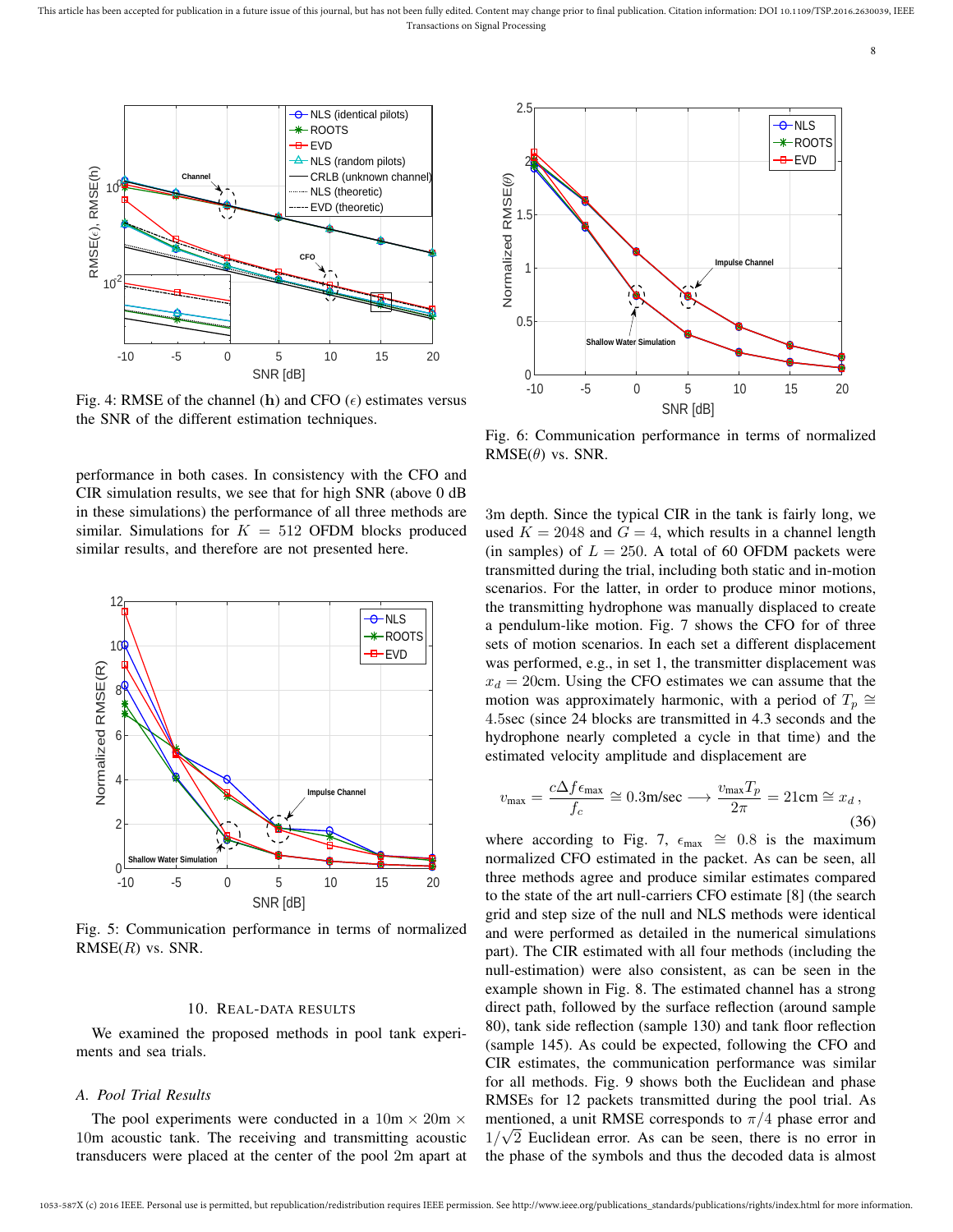Fig. 4: RMSE of the channel ($\mathbf{h}$) and CFO ($\epsilon$) estimates versus the SNR of the different estimation techniques.

Fig. 6: Communication performance in terms of normalized RMSE($\theta$) vs. SNR.

performance in both cases. In consistency with the CFO and CIR simulation results, we see that for high SNR (above 0 dB in these simulations) the performance of all three methods are similar. Simulations for $K = 512$ OFDM blocks produced similar results, and therefore are not presented here.

Fig. 5: Communication performance in terms of normalized RMSE($R$) vs. SNR.

## 10. Real-data results

We examined the proposed methods in pool tank experiments and sea trials.

### A. Pool Trial Results

The pool experiments were conducted in a 10m × 20m × 10m acoustic tank. The receiving and transmitting acoustic transducers were placed at the center of the pool 2m apart at 3m depth. Since the typical CIR in the tank is fairly long, we used $K = 2048$ and $G = 4$, which results in a channel length (in samples) of $L = 250$. A total of 60 OFDM packets were transmitted during the trial, including both static and in-motion scenarios. For the latter, in order to produce minor motions, the transmitting hydrophone was manually displaced to create a pendulum-like motion. Fig. 7 shows the CFO for of three sets of motion scenarios. In each set a different displacement was performed, e.g., in set 1, the transmitter displacement was $x_d = 20$cm. Using the CFO estimates we can assume that the motion was approximately harmonic, with a period of $T_p \cong 4.5$sec (since 24 blocks are transmitted in 4.3 seconds and the hydrophone nearly completed a cycle in that time) and the estimated velocity amplitude and displacement are

$$v_{\text{max}} = \frac{c\Delta f \epsilon_{\text{max}}}{f_c} \cong 0.3\text{m/sec} \longrightarrow \frac{v_{\text{max}} T_p}{2\pi} = 21\text{cm} \cong x_d \,, \tag{36}$$

where according to Fig. 7, $\epsilon_{\text{max}} \cong 0.8$ is the maximum normalized CFO estimated in the packet. As can be seen, all three methods agree and produce similar estimates compared to the state of the art null-carriers CFO estimate [8] (the search grid and step size of the null and NLS methods were identical and were performed as detailed in the numerical simulations part). The CIR estimated with all four methods (including the null-estimation) were also consistent, as can be seen in the example shown in Fig. 8. The estimated channel has a strong direct path, followed by the surface reflection (around sample 80), tank side reflection (sample 130) and tank floor reflection (sample 145). As could be expected, following the CFO and CIR estimates, the communication performance was similar for all methods. Fig. 9 shows both the Euclidean and phase RMSEs for 12 packets transmitted during the pool trial. As mentioned, a unit RMSE corresponds to $\pi/4$ phase error and $1/\sqrt{2}$ Euclidean error. As can be seen, there is no error in the phase of the symbols and thus the decoded data is almost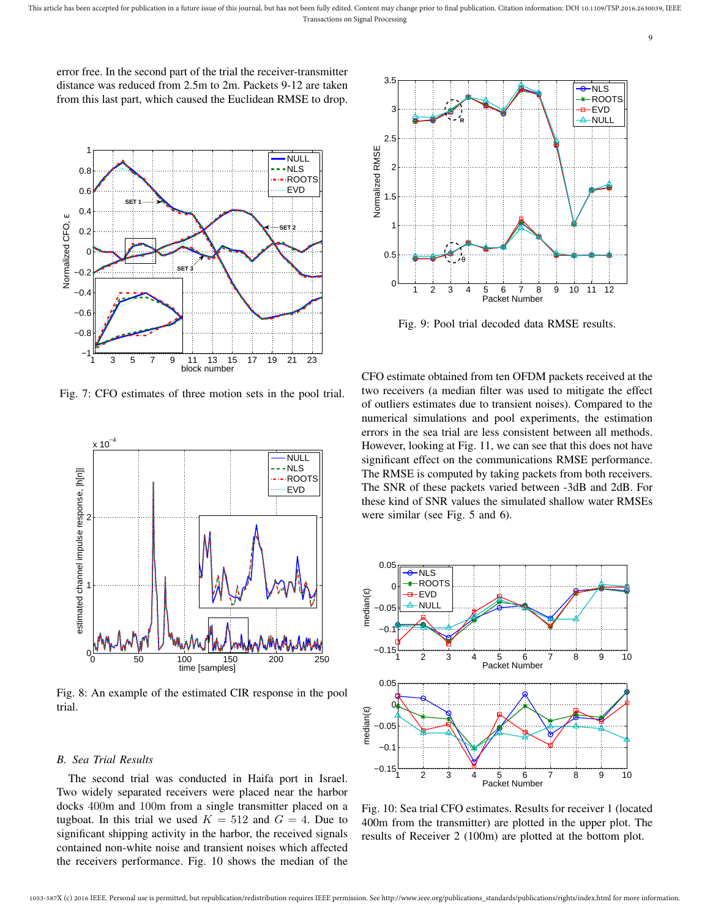error free. In the second part of the trial the receiver-transmitter distance was reduced from 2.5m to 2m. Packets 9-12 are taken from this last part, which caused the Euclidean RMSE to drop.

Fig. 7: CFO estimates of three motion sets in the pool trial.

Fig. 8: An example of the estimated CIR response in the pool trial.

### *B. Sea Trial Results*

The second trial was conducted in Haifa port in Israel. Two widely separated receivers were placed near the harbor docks 400m and 100m from a single transmitter placed on a tugboat. In this trial we used $K = 512$ and $G = 4$. Due to significant shipping activity in the harbor, the received signals contained non-white noise and transient noises which affected the receivers performance. Fig. 10 shows the median of the CFO estimate obtained from ten OFDM packets received at the two receivers (a median filter was used to mitigate the effect of outliers estimates due to transient noises). Compared to the numerical simulations and pool experiments, the estimation errors in the sea trial are less consistent between all methods. However, looking at Fig. 11, we can see that this does not have significant effect on the communications RMSE performance. The RMSE is computed by taking packets from both receivers. The SNR of these packets varied between -3dB and 2dB. For these kind of SNR values the simulated shallow water RMSEs were similar (see Fig. 5 and 6).

Fig. 9: Pool trial decoded data RMSE results.

Fig. 10: Sea trial CFO estimates. Results for receiver 1 (located 400m from the transmitter) are plotted in the upper plot. The results of Receiver 2 (100m) are plotted at the bottom plot.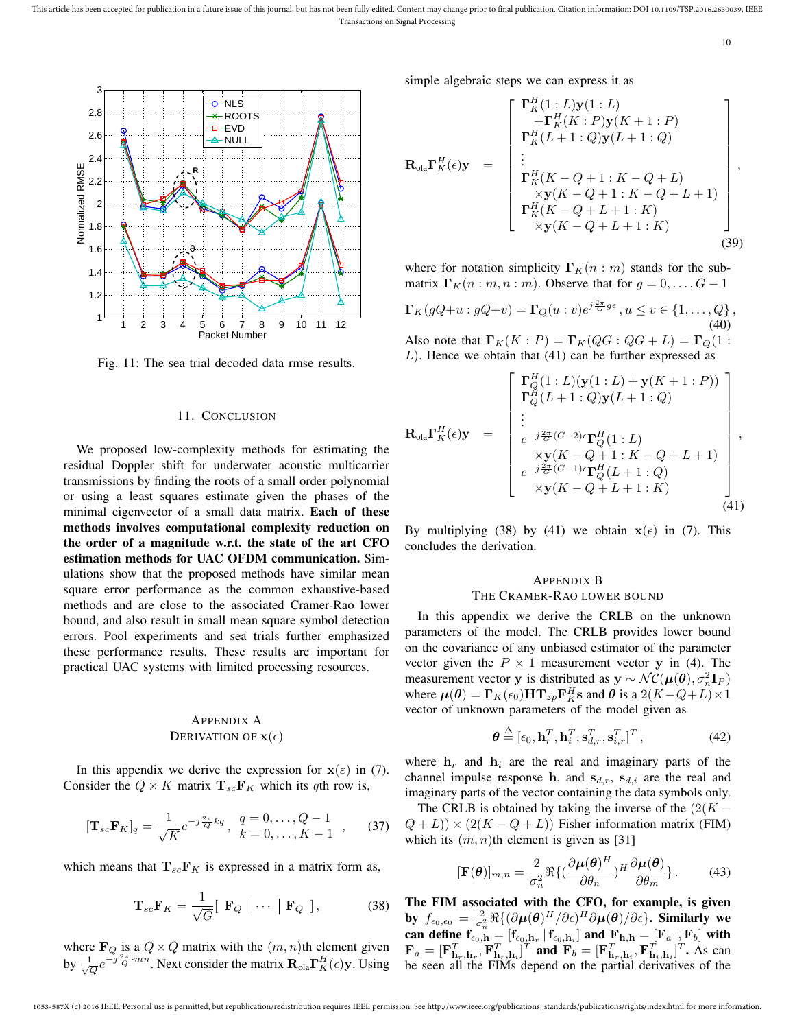Fig. 11: The sea trial decoded data rmse results.

## 11. Conclusion

We proposed low-complexity methods for estimating the residual Doppler shift for underwater acoustic multicarrier transmissions by finding the roots of a small order polynomial or using a least squares estimate given the phases of the minimal eigenvector of a small data matrix. **Each of these methods involves computational complexity reduction on the order of a magnitude w.r.t. the state of the art CFO estimation methods for UAC OFDM communication.** Simulations show that the proposed methods have similar mean square error performance as the common exhaustive-based methods and are close to the associated Cramer-Rao lower bound, and also result in small mean square symbol detection errors. Pool experiments and sea trials further emphasized these performance results. These results are important for practical UAC systems with limited processing resources.

## Appendix A
## Derivation of $\mathbf{x}(\epsilon)$

In this appendix we derive the expression for $\mathbf{x}(\varepsilon)$ in (7). Consider the $Q \times K$ matrix $\mathbf{T}_{sc}\mathbf{F}_K$ which its $q$th row is,

$$[\mathbf{T}_{sc}\mathbf{F}_K]_q = \frac{1}{\sqrt{K}} e^{-j\frac{2\pi}{Q}kq}\,, \quad \begin{array}{l} q = 0,\ldots,Q-1 \\ k = 0,\ldots,K-1 \end{array}\,, \tag{37}$$

which means that $\mathbf{T}_{sc}\mathbf{F}_K$ is expressed in a matrix form as,

$$\mathbf{T}_{sc}\mathbf{F}_K = \frac{1}{\sqrt{G}}[\ \mathbf{F}_Q \mid \cdots \mid \mathbf{F}_Q\ ], \tag{38}$$

where $\mathbf{F}_Q$ is a $Q \times Q$ matrix with the $(m,n)$th element given by $\frac{1}{\sqrt{Q}} e^{-j\frac{2\pi}{Q}\cdot mn}$. Next consider the matrix $\mathbf{R}_{\text{ola}}\mathbf{\Gamma}_K^H(\epsilon)\mathbf{y}$. Using simple algebraic steps we can express it as

$$\mathbf{R}_{\text{ola}}\mathbf{\Gamma}_K^H(\epsilon)\mathbf{y} = \begin{bmatrix} \mathbf{\Gamma}_K^H(1:L)\mathbf{y}(1:L) \\ \quad +\mathbf{\Gamma}_K^H(K:P)\mathbf{y}(K+1:P) \\ \mathbf{\Gamma}_K^H(L+1:Q)\mathbf{y}(L+1:Q) \\ \vdots \\ \mathbf{\Gamma}_K^H(K-Q+1:K-Q+L) \\ \quad \times\mathbf{y}(K-Q+1:K-Q+L+1) \\ \mathbf{\Gamma}_K^H(K-Q+L+1:K) \\ \quad \times\mathbf{y}(K-Q+L+1:K) \end{bmatrix}, \tag{39}$$

where for notation simplicity $\mathbf{\Gamma}_K(n:m)$ stands for the sub-matrix $\mathbf{\Gamma}_K(n:m, n:m)$. Observe that for $g = 0,\ldots,G-1$

$$\mathbf{\Gamma}_K(gQ{+}u : gQ{+}v) = \mathbf{\Gamma}_Q(u:v)e^{j\frac{2\pi}{G}g\epsilon}\,, u \le v \in \{1,\ldots,Q\}\,, \tag{40}$$

Also note that $\mathbf{\Gamma}_K(K:P) = \mathbf{\Gamma}_K(QG : QG+L) = \mathbf{\Gamma}_Q(1:L)$. Hence we obtain that (41) can be further expressed as

$$\mathbf{R}_{\text{ola}}\mathbf{\Gamma}_K^H(\epsilon)\mathbf{y} = \begin{bmatrix} \mathbf{\Gamma}_Q^H(1:L)(\mathbf{y}(1:L)+\mathbf{y}(K+1:P)) \\ \mathbf{\Gamma}_Q^H(L+1:Q)\mathbf{y}(L+1:Q) \\ \vdots \\ e^{-j\frac{2\pi}{G}(G-2)\epsilon}\mathbf{\Gamma}_Q^H(1:L) \\ \quad \times\mathbf{y}(K-Q+1:K-Q+L+1) \\ e^{-j\frac{2\pi}{G}(G-1)\epsilon}\mathbf{\Gamma}_Q^H(L+1:Q) \\ \quad \times\mathbf{y}(K-Q+L+1:K) \end{bmatrix}, \tag{41}$$

By multiplying (38) by (41) we obtain $\mathbf{x}(\epsilon)$ in (7). This concludes the derivation.

## Appendix B
## The Cramer-Rao Lower Bound

In this appendix we derive the CRLB on the unknown parameters of the model. The CRLB provides lower bound on the covariance of any unbiased estimator of the parameter vector given the $P \times 1$ measurement vector $\mathbf{y}$ in (4). The measurement vector $\mathbf{y}$ is distributed as $\mathbf{y} \sim \mathcal{NC}(\boldsymbol{\mu}(\boldsymbol{\theta}), \sigma_n^2\mathbf{I}_P)$ where $\boldsymbol{\mu}(\boldsymbol{\theta}) = \mathbf{\Gamma}_K(\epsilon_0)\mathbf{H}\mathbf{T}_{zp}\mathbf{F}_K^H\mathbf{s}$ and $\boldsymbol{\theta}$ is a $2(K-Q+L)\times 1$ vector of unknown parameters of the model given as

$$\boldsymbol{\theta} \triangleq [\epsilon_0, \mathbf{h}_r^T, \mathbf{h}_i^T, \mathbf{s}_{d,r}^T, \mathbf{s}_{i,r}^T]^T\,, \tag{42}$$

where $\mathbf{h}_r$ and $\mathbf{h}_i$ are the real and imaginary parts of the channel impulse response $\mathbf{h}$, and $\mathbf{s}_{d,r}$, $\mathbf{s}_{d,i}$ are the real and imaginary parts of the vector containing the data symbols only.

The CRLB is obtained by taking the inverse of the $(2(K-Q+L))\times(2(K-Q+L))$ Fisher information matrix (FIM) which its $(m,n)$th element is given as [31]

$$[\mathbf{F}(\boldsymbol{\theta})]_{m,n} = \frac{2}{\sigma_n^2}\Re\{(\frac{\partial\boldsymbol{\mu}(\boldsymbol{\theta})^H}{\partial\theta_n})^H\frac{\partial\boldsymbol{\mu}(\boldsymbol{\theta})}{\partial\theta_m}\}\,. \tag{43}$$

**The FIM associated with the CFO, for example, is given by $f_{\epsilon_0,\epsilon_0} = \frac{2}{\sigma_n^2}\Re\{(\partial\boldsymbol{\mu}(\boldsymbol{\theta})^H/\partial\epsilon)^H\partial\boldsymbol{\mu}(\boldsymbol{\theta})/\partial\epsilon\}$. Similarly we can define $\mathbf{f}_{\epsilon_0,\mathbf{h}} = [\mathbf{f}_{\epsilon_0,\mathbf{h}_r} \mid \mathbf{f}_{\epsilon_0,\mathbf{h}_i}]$ and $\mathbf{F}_{\mathbf{h},\mathbf{h}} = [\mathbf{F}_a \mid, \mathbf{F}_b]$ with $\mathbf{F}_a = [\mathbf{F}_{\mathbf{h}_r,\mathbf{h}_r}^T, \mathbf{F}_{\mathbf{h}_r,\mathbf{h}_i}^T]^T$ and $\mathbf{F}_b = [\mathbf{F}_{\mathbf{h}_r,\mathbf{h}_i}^T, \mathbf{F}_{\mathbf{h}_i,\mathbf{h}_i}^T]^T$.** As can be seen all the FIMs depend on the partial derivatives of the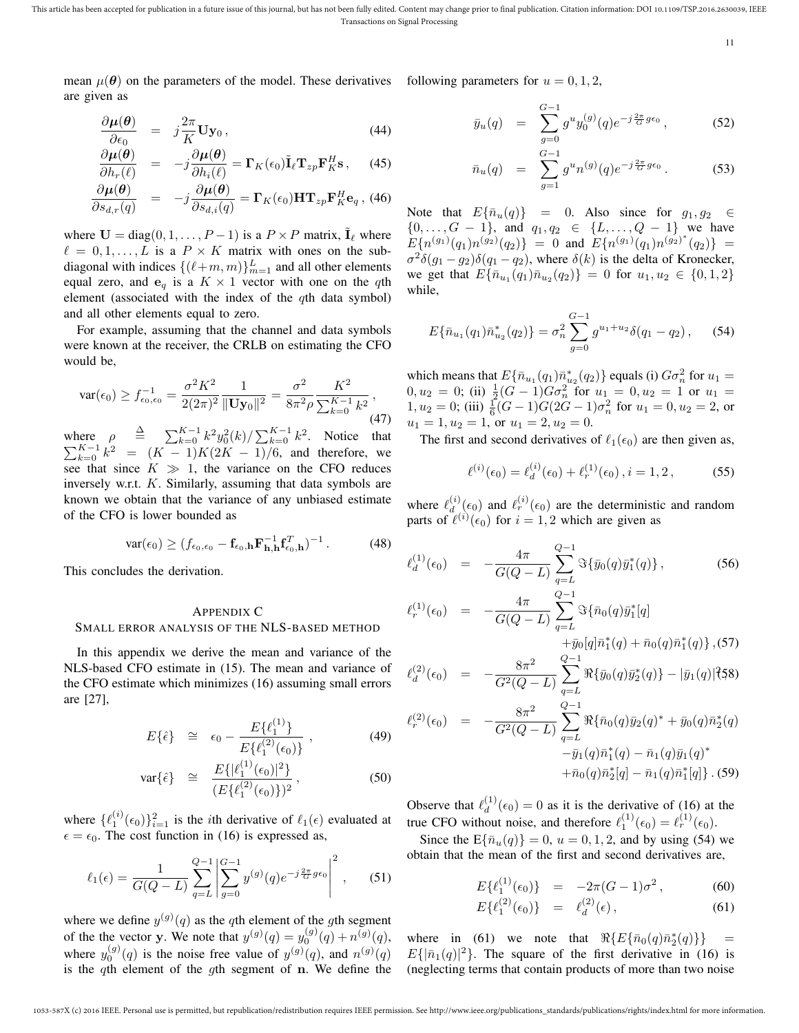mean $\mu(\boldsymbol{\theta})$ on the parameters of the model. These derivatives are given as

$$\frac{\partial \boldsymbol{\mu}(\boldsymbol{\theta})}{\partial \epsilon_0} = j\frac{2\pi}{K}\mathbf{U}\mathbf{y}_0\,, \quad (44)$$

$$\frac{\partial \boldsymbol{\mu}(\boldsymbol{\theta})}{\partial h_r(\ell)} = -j\frac{\partial \boldsymbol{\mu}(\boldsymbol{\theta})}{\partial h_i(\ell)} = \boldsymbol{\Gamma}_K(\epsilon_0)\tilde{\mathbf{I}}_\ell \mathbf{T}_{zp}\mathbf{F}_K^H\mathbf{s}\,, \quad (45)$$

$$\frac{\partial \boldsymbol{\mu}(\boldsymbol{\theta})}{\partial s_{d,r}(q)} = -j\frac{\partial \boldsymbol{\mu}(\boldsymbol{\theta})}{\partial s_{d,i}(q)} = \boldsymbol{\Gamma}_K(\epsilon_0)\mathbf{H}\mathbf{T}_{zp}\mathbf{F}_K^H\mathbf{e}_q\,, \quad (46)$$

where $\mathbf{U} = \text{diag}(0, 1, \ldots, P-1)$ is a $P \times P$ matrix, $\tilde{\mathbf{I}}_\ell$ where $\ell = 0, 1, \ldots, L$ is a $P \times K$ matrix with ones on the sub-diagonal with indices $\{(\ell+m, m)\}_{m=1}^{L}$ and all other elements equal zero, and $\mathbf{e}_q$ is a $K \times 1$ vector with one on the $q$th element (associated with the index of the $q$th data symbol) and all other elements equal to zero.

For example, assuming that the channel and data symbols were known at the receiver, the CRLB on estimating the CFO would be,

$$\text{var}(\epsilon_0) \geq f_{\epsilon_0,\epsilon_0}^{-1} = \frac{\sigma^2 K^2}{2(2\pi)^2}\frac{1}{\|\mathbf{U}\mathbf{y}_0\|^2} = \frac{\sigma^2}{8\pi^2 \rho}\frac{K^2}{\sum_{k=0}^{K-1}k^2}\,, \quad (47)$$

where $\rho \stackrel{\Delta}{=} \sum_{k=0}^{K-1} k^2 y_0^2(k)/\sum_{k=0}^{K-1} k^2$. Notice that $\sum_{k=0}^{K-1} k^2 = (K-1)K(2K-1)/6$, and therefore, we see that since $K \gg 1$, the variance on the CFO reduces inversely w.r.t. $K$. Similarly, assuming that data symbols are known we obtain that the variance of any unbiased estimate of the CFO is lower bounded as

$$\text{var}(\epsilon_0) \geq (f_{\epsilon_0,\epsilon_0} - \mathbf{f}_{\epsilon_0,\mathbf{h}}\mathbf{F}_{\mathbf{h},\mathbf{h}}^{-1}\mathbf{f}_{\epsilon_0,\mathbf{h}}^T)^{-1}\,. \quad (48)$$

This concludes the derivation.

## Appendix C
## Small error analysis of the NLS-based method

In this appendix we derive the mean and variance of the NLS-based CFO estimate in (15). The mean and variance of the CFO estimate which minimizes (16) assuming small errors are [27],

$$E\{\hat{\epsilon}\} \cong \epsilon_0 - \frac{E\{\ell_1^{(1)}\}}{E\{\ell_1^{(2)}(\epsilon_0)\}}\,, \quad (49)$$

$$\text{var}\{\hat{\epsilon}\} \cong \frac{E\{|\ell_1^{(1)}(\epsilon_0)|^2\}}{(E\{\ell_1^{(2)}(\epsilon_0)\})^2}\,, \quad (50)$$

where $\{\ell_1^{(i)}(\epsilon_0)\}_{i=1}^2$ is the $i$th derivative of $\ell_1(\epsilon)$ evaluated at $\epsilon = \epsilon_0$. The cost function in (16) is expressed as,

$$\ell_1(\epsilon) = \frac{1}{G(Q-L)}\sum_{q=L}^{Q-1}\left|\sum_{g=0}^{G-1} y^{(g)}(q)e^{-j\frac{2\pi}{G}g\epsilon_0}\right|^2\,, \quad (51)$$

where we define $y^{(g)}(q)$ as the $q$th element of the $g$th segment of the the vector $\mathbf{y}$. We note that $y^{(g)}(q) = y_0^{(g)}(q) + n^{(g)}(q)$, where $y_0^{(g)}(q)$ is the noise free value of $y^{(g)}(q)$, and $n^{(g)}(q)$ is the $q$th element of the $g$th segment of $\mathbf{n}$. We define the following parameters for $u = 0, 1, 2$,

$$\bar{y}_u(q) = \sum_{g=0}^{G-1} g^u y_0^{(g)}(q)e^{-j\frac{2\pi}{G}g\epsilon_0}\,, \quad (52)$$

$$\bar{n}_u(q) = \sum_{g=1}^{G-1} g^u n^{(g)}(q)e^{-j\frac{2\pi}{G}g\epsilon_0}\,. \quad (53)$$

Note that $E\{\bar{n}_u(q)\} = 0$. Also since for $g_1, g_2 \in \{0, \ldots, G-1\}$, and $q_1, q_2 \in \{L, \ldots, Q-1\}$ we have $E\{n^{(g_1)}(q_1)n^{(g_2)}(q_2)\} = 0$ and $E\{n^{(g_1)}(q_1)n^{(g_2)^*}(q_2)\} = \sigma^2\delta(g_1-g_2)\delta(q_1-q_2)$, where $\delta(k)$ is the delta of Kronecker, we get that $E\{\bar{n}_{u_1}(q_1)\bar{n}_{u_2}(q_2)\} = 0$ for $u_1, u_2 \in \{0, 1, 2\}$ while,

$$E\{\bar{n}_{u_1}(q_1)\bar{n}_{u_2}^*(q_2)\} = \sigma_n^2\sum_{g=0}^{G-1} g^{u_1+u_2}\delta(q_1-q_2)\,, \quad (54)$$

which means that $E\{\bar{n}_{u_1}(q_1)\bar{n}_{u_2}^*(q_2)\}$ equals (i) $G\sigma_n^2$ for $u_1 = 0, u_2 = 0$; (ii) $\frac{1}{2}(G-1)G\sigma_n^2$ for $u_1 = 0, u_2 = 1$ or $u_1 = 1, u_2 = 0$; (iii) $\frac{1}{6}(G-1)G(2G-1)\sigma_n^2$ for $u_1 = 0, u_2 = 2$, or $u_1 = 1, u_2 = 1$, or $u_1 = 2, u_2 = 0$.

The first and second derivatives of $\ell_1(\epsilon_0)$ are then given as,

$$\ell^{(i)}(\epsilon_0) = \ell_d^{(i)}(\epsilon_0) + \ell_r^{(1)}(\epsilon_0)\,, i = 1, 2\,, \quad (55)$$

where $\ell_d^{(i)}(\epsilon_0)$ and $\ell_r^{(i)}(\epsilon_0)$ are the deterministic and random parts of $\ell^{(i)}(\epsilon_0)$ for $i = 1, 2$ which are given as

$$\ell_d^{(1)}(\epsilon_0) = -\frac{4\pi}{G(Q-L)}\sum_{q=L}^{Q-1}\Im\{\bar{y}_0(q)\bar{y}_1^*(q)\}\,, \quad (56)$$

$$\ell_r^{(1)}(\epsilon_0) = -\frac{4\pi}{G(Q-L)}\sum_{q=L}^{Q-1}\Im\{\bar{n}_0(q)\bar{y}_1^*[q] + \bar{y}_0[q]\bar{n}_1^*(q) + \bar{n}_0(q)\bar{n}_1^*(q)\}\,, \quad (57)$$

$$\ell_d^{(2)}(\epsilon_0) = -\frac{8\pi^2}{G^2(Q-L)}\sum_{q=L}^{Q-1}\Re\{\bar{y}_0(q)\bar{y}_2^*(q)\} - |\bar{y}_1(q)|^2 \quad (58)$$

$$\ell_r^{(2)}(\epsilon_0) = -\frac{8\pi^2}{G^2(Q-L)}\sum_{q=L}^{Q-1}\Re\{\bar{n}_0(q)\bar{y}_2(q)^* + \bar{y}_0(q)\bar{n}_2^*(q) - \bar{y}_1(q)\bar{n}_1^*(q) - \bar{n}_1(q)\bar{y}_1(q)^* + \bar{n}_0(q)\bar{n}_2^*[q] - \bar{n}_1(q)\bar{n}_1^*[q]\}\,. \quad (59)$$

Observe that $\ell_d^{(1)}(\epsilon_0) = 0$ as it is the derivative of (16) at the true CFO without noise, and therefore $\ell_1^{(1)}(\epsilon_0) = \ell_r^{(1)}(\epsilon_0)$.

Since the $\mathrm{E}\{\bar{n}_u(q)\} = 0$, $u = 0, 1, 2$, and by using (54) we obtain that the mean of the first and second derivatives are,

$$E\{\ell_1^{(1)}(\epsilon_0)\} = -2\pi(G-1)\sigma^2\,, \quad (60)$$

$$E\{\ell_1^{(2)}(\epsilon_0)\} = \ell_d^{(2)}(\epsilon)\,, \quad (61)$$

where in (61) we note that $\Re\{E\{\bar{n}_0(q)\bar{n}_2^*(q)\}\} = E\{|\bar{n}_1(q)|^2\}$. The square of the first derivative in (16) is (neglecting terms that contain products of more than two noise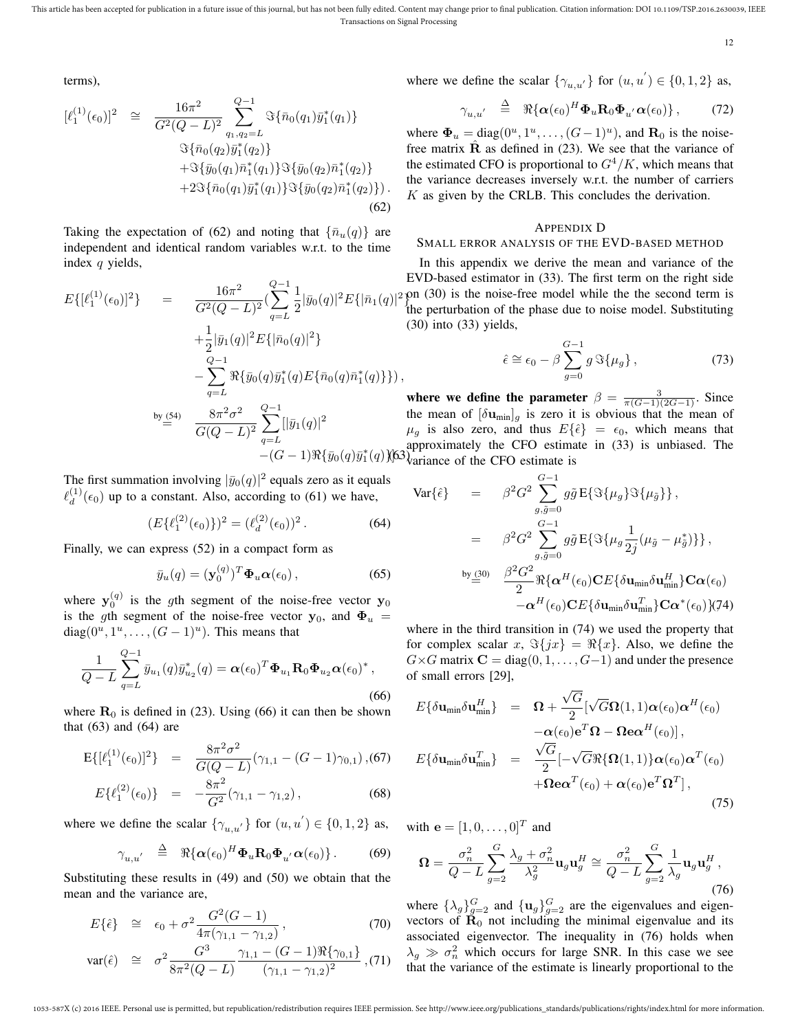terms),

$$
\begin{aligned}
[\ell_1^{(1)}(\epsilon_0)]^2 \quad \cong \quad & \frac{16\pi^2}{G^2(Q-L)^2} \sum_{q_1,q_2=L}^{Q-1} \Im\{\bar{n}_0(q_1)\bar{y}_1^*(q_1)\} \\
& \Im\{\bar{n}_0(q_2)\bar{y}_1^*(q_2)\} \\
& + \Im\{\bar{y}_0(q_1)\bar{n}_1^*(q_1)\}\Im\{\bar{y}_0(q_2)\bar{n}_1^*(q_2)\} \\
& + 2\Im\{\bar{n}_0(q_1)\bar{y}_1^*(q_1)\}\Im\{\bar{y}_0(q_2)\bar{n}_1^*(q_2)\}) \,.
\end{aligned} \tag{62}
$$

Taking the expectation of (62) and noting that $\{\bar{n}_u(q)\}$ are independent and identical random variables w.r.t. the time index $q$ yields,

$$
\begin{aligned}
E\{[\ell_1^{(1)}(\epsilon_0)]^2\} \quad = \quad & \frac{16\pi^2}{G^2(Q-L)^2} (\sum_{q=L}^{Q-1} \frac{1}{2}|\bar{y}_0(q)|^2 E\{|\bar{n}_1(q)|^2\} \\
& + \frac{1}{2}|\bar{y}_1(q)|^2 E\{|\bar{n}_0(q)|^2\} \\
& - \sum_{q=L}^{Q-1} \Re\{\bar{y}_0(q)\bar{y}_1^*(q) E\{\bar{n}_0(q)\bar{n}_1^*(q)\}\}) \,, \\
\overset{\text{by (54)}}{=} \quad & \frac{8\pi^2\sigma^2}{G(Q-L)^2} \sum_{q=L}^{Q-1} [|\bar{y}_1(q)|^2 \\
& - (G-1)\Re\{\bar{y}_0(q)\bar{y}_1^*(q)\}] \,.
\end{aligned} \tag{63}
$$

The first summation involving $|\bar{y}_0(q)|^2$ equals zero as it equals $\ell_d^{(1)}(\epsilon_0)$ up to a constant. Also, according to (61) we have,

$$
(E\{\ell_1^{(2)}(\epsilon_0)\})^2 = (\ell_d^{(2)}(\epsilon_0))^2 \,. \tag{64}
$$

Finally, we can express (52) in a compact form as

$$
\bar{y}_u(q) = (\mathbf{y}_0^{(q)})^T \mathbf{\Phi}_u \boldsymbol{\alpha}(\epsilon_0) \,, \tag{65}
$$

where $\mathbf{y}_0^{(q)}$ is the $g$th segment of the noise-free vector $\mathbf{y}_0$ is the $g$th segment of the noise-free vector $\mathbf{y}_0$, and $\mathbf{\Phi}_u = \text{diag}(0^u, 1^u, \ldots, (G-1)^u)$. This means that

$$
\frac{1}{Q-L} \sum_{q=L}^{Q-1} \bar{y}_{u_1}(q)\bar{y}_{u_2}^*(q) = \boldsymbol{\alpha}(\epsilon_0)^T \mathbf{\Phi}_{u_1} \mathbf{R}_0 \mathbf{\Phi}_{u_2} \boldsymbol{\alpha}(\epsilon_0)^* \,, \tag{66}
$$

where $\mathbf{R}_0$ is defined in (23). Using (66) it can then be shown that (63) and (64) are

$$
\begin{aligned}
\mathrm{E}\{[\ell_1^{(1)}(\epsilon_0)]^2\} \quad &= \quad \frac{8\pi^2\sigma^2}{G(Q-L)} (\gamma_{1,1} - (G-1)\gamma_{0,1}) \,, && (67) \\
E\{\ell_1^{(2)}(\epsilon_0)\} \quad &= \quad -\frac{8\pi^2}{G^2} (\gamma_{1,1} - \gamma_{1,2}) \,, && (68)
\end{aligned}
$$

where we define the scalar $\{\gamma_{u,u'}\}$ for $(u,u') \in \{0,1,2\}$ as,

$$
\gamma_{u,u'} \quad \triangleq \quad \Re\{\boldsymbol{\alpha}(\epsilon_0)^H \mathbf{\Phi}_u \mathbf{R}_0 \mathbf{\Phi}_{u'} \boldsymbol{\alpha}(\epsilon_0)\} \,. \tag{69}
$$

Substituting these results in (49) and (50) we obtain that the mean and the variance are,

$$
\begin{aligned}
E\{\hat{\epsilon}\} \quad &\cong \quad \epsilon_0 + \sigma^2 \frac{G^2(G-1)}{4\pi(\gamma_{1,1} - \gamma_{1,2})} \,, && (70) \\
\text{var}(\hat{\epsilon}) \quad &\cong \quad \sigma^2 \frac{G^3}{8\pi^2(Q-L)} \frac{\gamma_{1,1} - (G-1)\Re\{\gamma_{0,1}\}}{(\gamma_{1,1} - \gamma_{1,2})^2} \,, && (71)
\end{aligned}
$$

where we define the scalar $\{\gamma_{u,u'}\}$ for $(u,u') \in \{0,1,2\}$ as,

$$
\gamma_{u,u'} \quad \triangleq \quad \Re\{\boldsymbol{\alpha}(\epsilon_0)^H \mathbf{\Phi}_u \mathbf{R}_0 \mathbf{\Phi}_{u'} \boldsymbol{\alpha}(\epsilon_0)\} \,, \tag{72}
$$

where $\mathbf{\Phi}_u = \text{diag}(0^u, 1^u, \ldots, (G-1)^u)$, and $\mathbf{R}_0$ is the noise-free matrix $\hat{\mathbf{R}}$ as defined in (23). We see that the variance of the estimated CFO is proportional to $G^4/K$, which means that the variance decreases inversely w.r.t. the number of carriers $K$ as given by the CRLB. This concludes the derivation.

## Appendix D
### Small error analysis of the EVD-based method

In this appendix we derive the mean and variance of the EVD-based estimator in (33). The first term on the right side on (30) is the noise-free model while the the second term is the perturbation of the phase due to noise model. Substituting (30) into (33) yields,

$$
\hat{\epsilon} \cong \epsilon_0 - \beta \sum_{g=0}^{G-1} g \, \Im\{\mu_g\} \,, \tag{73}
$$

**where we define the parameter** $\beta = \frac{3}{\pi(G-1)(2G-1)}$. Since the mean of $[\delta \mathbf{u}_{\text{min}}]_g$ is zero it is obvious that the mean of $\mu_g$ is also zero, and thus $E\{\hat{\epsilon}\} = \epsilon_0$, which means that approximately the CFO estimate in (33) is unbiased. The variance of the CFO estimate is

$$
\begin{aligned}
\text{Var}\{\hat{\epsilon}\} \quad &= \quad \beta^2 G^2 \sum_{g,\tilde{g}=0}^{G-1} g\tilde{g} \, \mathrm{E}\{\Im\{\mu_g\}\Im\{\mu_{\tilde{g}}\}\} \,, \\
&= \quad \beta^2 G^2 \sum_{g,\tilde{g}=0}^{G-1} g\tilde{g} \, \mathrm{E}\{\Im\{\mu_g \frac{1}{2j}(\mu_{\tilde{g}} - \mu_{\tilde{g}}^*)\}\} \,, \\
&\overset{\text{by (30)}}{=} \quad \frac{\beta^2 G^2}{2} \Re\{\boldsymbol{\alpha}^H(\epsilon_0) \mathbf{C} E\{\delta \mathbf{u}_{\text{min}} \delta \mathbf{u}_{\text{min}}^H\} \mathbf{C} \boldsymbol{\alpha}(\epsilon_0) \\
& \qquad - \boldsymbol{\alpha}^H(\epsilon_0) \mathbf{C} E\{\delta \mathbf{u}_{\text{min}} \delta \mathbf{u}_{\text{min}}^T\} \mathbf{C} \boldsymbol{\alpha}^*(\epsilon_0)\} \,,
\end{aligned} \tag{74}
$$

where in the third transition in (74) we used the property that for complex scalar $x$, $\Im\{jx\} = \Re\{x\}$. Also, we define the $G \times G$ matrix $\mathbf{C} = \text{diag}(0, 1, \ldots, G-1)$ and under the presence of small errors [29],

$$
\begin{aligned}
E\{\delta \mathbf{u}_{\text{min}} \delta \mathbf{u}_{\text{min}}^H\} \quad &= \quad \mathbf{\Omega} + \frac{\sqrt{G}}{2} [\sqrt{G} \mathbf{\Omega}(1,1) \boldsymbol{\alpha}(\epsilon_0) \boldsymbol{\alpha}^H(\epsilon_0) \\
& \qquad - \boldsymbol{\alpha}(\epsilon_0) \mathbf{e}^T \mathbf{\Omega} - \mathbf{\Omega} \mathbf{e} \boldsymbol{\alpha}^H(\epsilon_0)] \,, \\
E\{\delta \mathbf{u}_{\text{min}} \delta \mathbf{u}_{\text{min}}^T\} \quad &= \quad \frac{\sqrt{G}}{2} [-\sqrt{G} \Re\{\mathbf{\Omega}(1,1)\} \boldsymbol{\alpha}(\epsilon_0) \boldsymbol{\alpha}^T(\epsilon_0) \\
& \qquad + \mathbf{\Omega} \mathbf{e} \boldsymbol{\alpha}^T(\epsilon_0) + \boldsymbol{\alpha}(\epsilon_0) \mathbf{e}^T \mathbf{\Omega}^T] \,,
\end{aligned} \tag{75}
$$

with $\mathbf{e} = [1, 0, \ldots, 0]^T$ and

$$
\mathbf{\Omega} = \frac{\sigma_n^2}{Q-L} \sum_{g=2}^{G} \frac{\lambda_g + \sigma_n^2}{\lambda_g^2} \mathbf{u}_g \mathbf{u}_g^H \cong \frac{\sigma_n^2}{Q-L} \sum_{g=2}^{G} \frac{1}{\lambda_g} \mathbf{u}_g \mathbf{u}_g^H \,, \tag{76}
$$

where $\{\lambda_g\}_{g=2}^G$ and $\{\mathbf{u}_g\}_{g=2}^G$ are the eigenvalues and eigenvectors of $\hat{\mathbf{R}}_0$ not including the minimal eigenvalue and its associated eigenvector. The inequality in (76) holds when $\lambda_g \gg \sigma_n^2$ which occurs for large SNR. In this case we see that the variance of the estimate is linearly proportional to the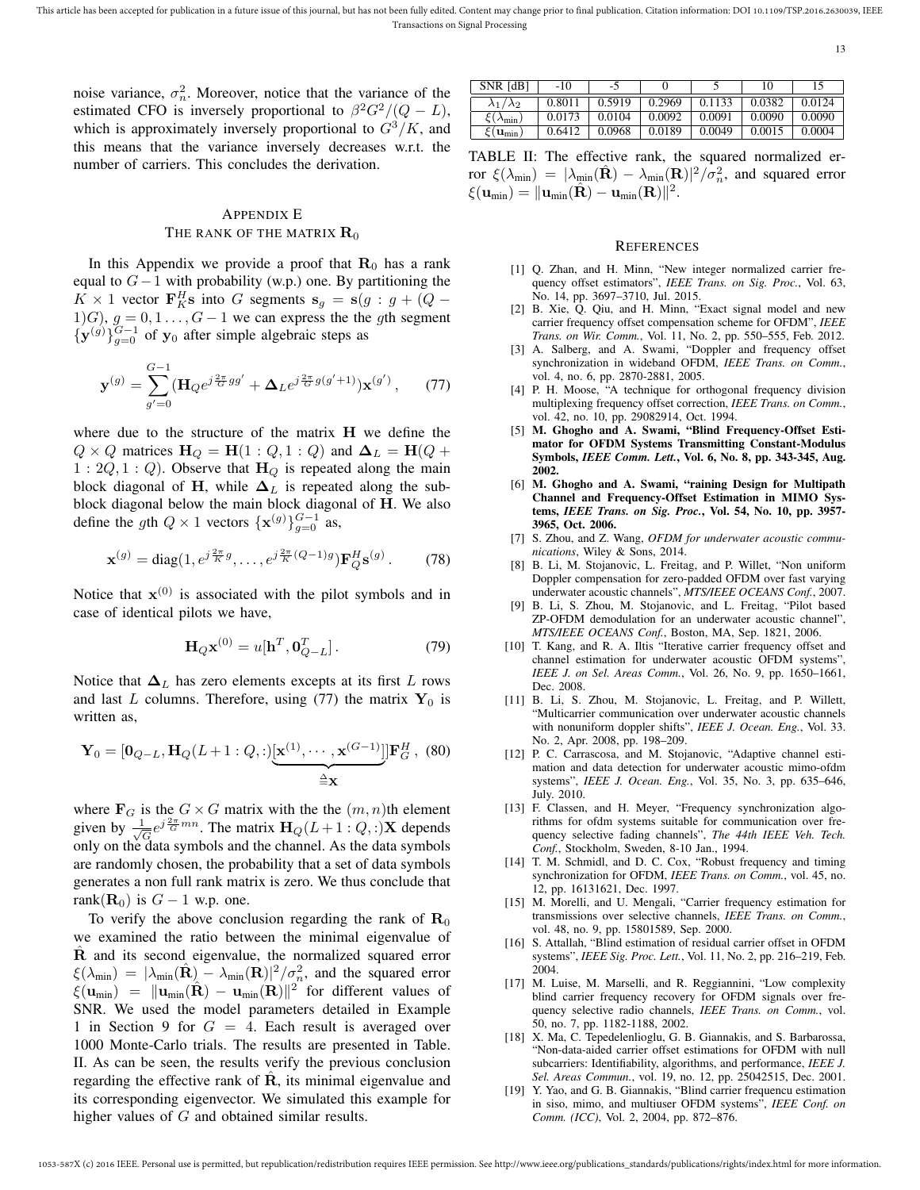noise variance, $\sigma_n^2$. Moreover, notice that the variance of the estimated CFO is inversely proportional to $\beta^2 G^2/(Q-L)$, which is approximately inversely proportional to $G^3/K$, and this means that the variance inversely decreases w.r.t. the number of carriers. This concludes the derivation.

## Appendix E
## The rank of the matrix $\mathbf{R}_0$

In this Appendix we provide a proof that $\mathbf{R}_0$ has a rank equal to $G-1$ with probability (w.p.) one. By partitioning the $K \times 1$ vector $\mathbf{F}_K^H \mathbf{s}$ into $G$ segments $\mathbf{s}_g = \mathbf{s}(g : g + (Q-1)G)$, $g = 0, 1 \ldots, G-1$ we can express the the $g$th segment $\{\mathbf{y}^{(g)}\}_{g=0}^{G-1}$ of $\mathbf{y}_0$ after simple algebraic steps as

$$\mathbf{y}^{(g)} = \sum_{g'=0}^{G-1} (\mathbf{H}_Q e^{j\frac{2\pi}{G} g g'} + \mathbf{\Delta}_L e^{j\frac{2\pi}{G} g(g'+1)}) \mathbf{x}^{(g')} , \qquad (77)$$

where due to the structure of the matrix $\mathbf{H}$ we define the $Q \times Q$ matrices $\mathbf{H}_Q = \mathbf{H}(1 : Q, 1 : Q)$ and $\mathbf{\Delta}_L = \mathbf{H}(Q + 1 : 2Q, 1 : Q)$. Observe that $\mathbf{H}_Q$ is repeated along the main block diagonal of $\mathbf{H}$, while $\mathbf{\Delta}_L$ is repeated along the sub-block diagonal below the main block diagonal of $\mathbf{H}$. We also define the $g$th $Q \times 1$ vectors $\{\mathbf{x}^{(g)}\}_{g=0}^{G-1}$ as,

$$\mathbf{x}^{(g)} = \mathrm{diag}(1, e^{j\frac{2\pi}{K} g}, \ldots, e^{j\frac{2\pi}{K}(Q-1)g}) \mathbf{F}_Q^H \mathbf{s}^{(g)} . \qquad (78)$$

Notice that $\mathbf{x}^{(0)}$ is associated with the pilot symbols and in case of identical pilots we have,

$$\mathbf{H}_Q \mathbf{x}^{(0)} = u[\mathbf{h}^T, \mathbf{0}_{Q-L}^T] . \qquad (79)$$

Notice that $\mathbf{\Delta}_L$ has zero elements excepts at its first $L$ rows and last $L$ columns. Therefore, using (77) the matrix $\mathbf{Y}_0$ is written as,

$$\mathbf{Y}_0 = [\mathbf{0}_{Q-L}, \mathbf{H}_Q(L+1 : Q, :)\underbrace{[\mathbf{x}^{(1)}, \cdots, \mathbf{x}^{(G-1)}]}_{\triangleq \mathbf{X}}] \mathbf{F}_G^H , \qquad (80)$$

where $\mathbf{F}_G$ is the $G \times G$ matrix with the the $(m,n)$th element given by $\frac{1}{\sqrt{G}} e^{j\frac{2\pi}{G} mn}$. The matrix $\mathbf{H}_Q(L+1 : Q, :)\mathbf{X}$ depends only on the data symbols and the channel. As the data symbols are randomly chosen, the probability that a set of data symbols generates a non full rank matrix is zero. We thus conclude that $\mathrm{rank}(\mathbf{R}_0)$ is $G-1$ w.p. one.

To verify the above conclusion regarding the rank of $\mathbf{R}_0$ we examined the ratio between the minimal eigenvalue of $\hat{\mathbf{R}}$ and its second eigenvalue, the normalized squared error $\xi(\lambda_{\min}) = |\lambda_{\min}(\hat{\mathbf{R}}) - \lambda_{\min}(\mathbf{R})|^2/\sigma_n^2$, and the squared error $\xi(\mathbf{u}_{\min}) = \|\mathbf{u}_{\min}(\hat{\mathbf{R}}) - \mathbf{u}_{\min}(\mathbf{R})\|^2$ for different values of SNR. We used the model parameters detailed in Example 1 in Section 9 for $G = 4$. Each result is averaged over 1000 Monte-Carlo trials. The results are presented in Table. II. As can be seen, the results verify the previous conclusion regarding the effective rank of $\hat{\mathbf{R}}$, its minimal eigenvalue and its corresponding eigenvector. We simulated this example for higher values of $G$ and obtained similar results.

| SNR [dB] | -10 | -5 | 0 | 5 | 10 | 15 |
|---|---|---|---|---|---|---|
| $\lambda_1/\lambda_2$ | 0.8011 | 0.5919 | 0.2969 | 0.1133 | 0.0382 | 0.0124 |
| $\xi(\lambda_{\min})$ | 0.0173 | 0.0104 | 0.0092 | 0.0091 | 0.0090 | 0.0090 |
| $\xi(\mathbf{u}_{\min})$ | 0.6412 | 0.0968 | 0.0189 | 0.0049 | 0.0015 | 0.0004 |

TABLE II: The effective rank, the squared normalized error $\xi(\lambda_{\min}) = |\lambda_{\min}(\hat{\mathbf{R}}) - \lambda_{\min}(\mathbf{R})|^2/\sigma_n^2$, and squared error $\xi(\mathbf{u}_{\min}) = \|\mathbf{u}_{\min}(\hat{\mathbf{R}}) - \mathbf{u}_{\min}(\mathbf{R})\|^2$.

## References

[1] Q. Zhan, and H. Minn, "New integer normalized carrier frequency offset estimators", *IEEE Trans. on Sig. Proc.*, Vol. 63, No. 14, pp. 3697–3710, Jul. 2015.

[2] B. Xie, Q. Qiu, and H. Minn, "Exact signal model and new carrier frequency offset compensation scheme for OFDM", *IEEE Trans. on Wir. Comm.*, Vol. 11, No. 2, pp. 550–555, Feb. 2012.

[3] A. Salberg, and A. Swami, "Doppler and frequency offset synchronization in wideband OFDM, *IEEE Trans. on Comm.*, vol. 4, no. 6, pp. 2870-2881, 2005.

[4] P. H. Moose, "A technique for orthogonal frequency division multiplexing frequency offset correction, *IEEE Trans. on Comm.*, vol. 42, no. 10, pp. 29082914, Oct. 1994.

[5] **M. Ghogho and A. Swami, "Blind Frequency-Offset Estimator for OFDM Systems Transmitting Constant-Modulus Symbols, *IEEE Comm. Lett.*, Vol. 6, No. 8, pp. 343-345, Aug. 2002.**

[6] **M. Ghogho and A. Swami, "raining Design for Multipath Channel and Frequency-Offset Estimation in MIMO Systems, *IEEE Trans. on Sig. Proc.*, Vol. 54, No. 10, pp. 3957-3965, Oct. 2006.**

[7] S. Zhou, and Z. Wang, *OFDM for underwater acoustic communications*, Wiley & Sons, 2014.

[8] B. Li, M. Stojanovic, L. Freitag, and P. Willet, "Non uniform Doppler compensation for zero-padded OFDM over fast varying underwater acoustic channels", *MTS/IEEE OCEANS Conf.*, 2007.

[9] B. Li, S. Zhou, M. Stojanovic, and L. Freitag, "Pilot based ZP-OFDM demodulation for an underwater acoustic channel", *MTS/IEEE OCEANS Conf.*, Boston, MA, Sep. 1821, 2006.

[10] T. Kang, and R. A. Iltis "Iterative carrier frequency offset and channel estimation for underwater acoustic OFDM systems", *IEEE J. on Sel. Areas Comm.*, Vol. 26, No. 9, pp. 1650–1661, Dec. 2008.

[11] B. Li, S. Zhou, M. Stojanovic, L. Freitag, and P. Willett, "Multicarrier communication over underwater acoustic channels with nonuniform doppler shifts", *IEEE J. Ocean. Eng.*, Vol. 33. No. 2, Apr. 2008, pp. 198–209.

[12] P. C. Carrascosa, and M. Stojanovic, "Adaptive channel estimation and data detection for underwater acoustic mimo-ofdm systems", *IEEE J. Ocean. Eng.*, Vol. 35, No. 3, pp. 635–646, July. 2010.

[13] F. Classen, and H. Meyer, "Frequency synchronization algorithms for ofdm systems suitable for communication over frequency selective fading channels", *The 44th IEEE Veh. Tech. Conf.*, Stockholm, Sweden, 8-10 Jan., 1994.

[14] T. M. Schmidl, and D. C. Cox, "Robust frequency and timing synchronization for OFDM, *IEEE Trans. on Comm.*, vol. 45, no. 12, pp. 16131621, Dec. 1997.

[15] M. Morelli, and U. Mengali, "Carrier frequency estimation for transmissions over selective channels, *IEEE Trans. on Comm.*, vol. 48, no. 9, pp. 15801589, Sep. 2000.

[16] S. Attallah, "Blind estimation of residual carrier offset in OFDM systems", *IEEE Sig. Proc. Lett.*, Vol. 11, No. 2, pp. 216–219, Feb. 2004.

[17] M. Luise, M. Marselli, and R. Reggiannini, "Low complexity blind carrier frequency recovery for OFDM signals over frequency selective radio channels, *IEEE Trans. on Comm.*, vol. 50, no. 7, pp. 1182-1188, 2002.

[18] X. Ma, C. Tepedelenlioglu, G. B. Giannakis, and S. Barbarossa, "Non-data-aided carrier offset estimations for OFDM with null subcarriers: Identifiability, algorithms, and performance, *IEEE J. Sel. Areas Commun.*, vol. 19, no. 12, pp. 25042515, Dec. 2001.

[19] Y. Yao, and G. B. Giannakis, "Blind carrier frequencu estimation in siso, mimo, and multiuser OFDM systems", *IEEE Conf. on Comm. (ICC)*, Vol. 2, 2004, pp. 872–876.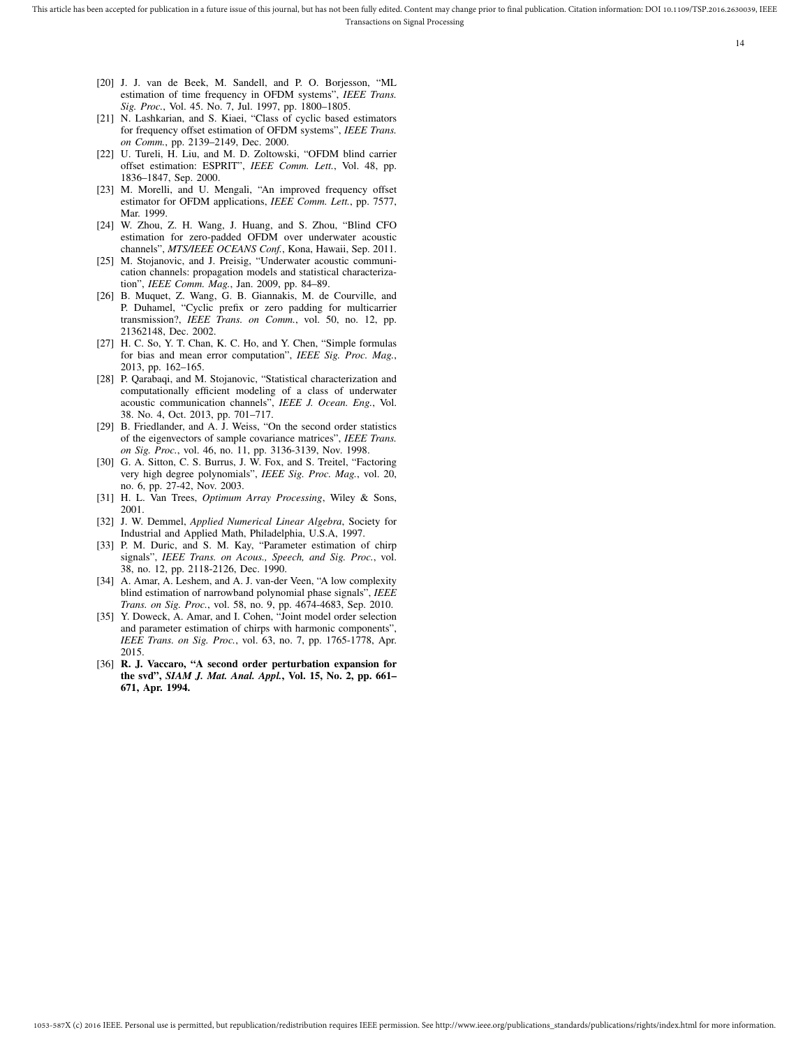[20] J. J. van de Beek, M. Sandell, and P. O. Borjesson, "ML estimation of time frequency in OFDM systems", *IEEE Trans. Sig. Proc.*, Vol. 45. No. 7, Jul. 1997, pp. 1800–1805.

[21] N. Lashkarian, and S. Kiaei, "Class of cyclic based estimators for frequency offset estimation of OFDM systems", *IEEE Trans. on Comm.*, pp. 2139–2149, Dec. 2000.

[22] U. Tureli, H. Liu, and M. D. Zoltowski, "OFDM blind carrier offset estimation: ESPRIT", *IEEE Comm. Lett.*, Vol. 48, pp. 1836–1847, Sep. 2000.

[23] M. Morelli, and U. Mengali, "An improved frequency offset estimator for OFDM applications, *IEEE Comm. Lett.*, pp. 7577, Mar. 1999.

[24] W. Zhou, Z. H. Wang, J. Huang, and S. Zhou, "Blind CFO estimation for zero-padded OFDM over underwater acoustic channels", *MTS/IEEE OCEANS Conf.*, Kona, Hawaii, Sep. 2011.

[25] M. Stojanovic, and J. Preisig, "Underwater acoustic communication channels: propagation models and statistical characterization", *IEEE Comm. Mag.*, Jan. 2009, pp. 84–89.

[26] B. Muquet, Z. Wang, G. B. Giannakis, M. de Courville, and P. Duhamel, "Cyclic prefix or zero padding for multicarrier transmission?, *IEEE Trans. on Comm.*, vol. 50, no. 12, pp. 21362148, Dec. 2002.

[27] H. C. So, Y. T. Chan, K. C. Ho, and Y. Chen, "Simple formulas for bias and mean error computation", *IEEE Sig. Proc. Mag.*, 2013, pp. 162–165.

[28] P. Qarabaqi, and M. Stojanovic, "Statistical characterization and computationally efficient modeling of a class of underwater acoustic communication channels", *IEEE J. Ocean. Eng.*, Vol. 38. No. 4, Oct. 2013, pp. 701–717.

[29] B. Friedlander, and A. J. Weiss, "On the second order statistics of the eigenvectors of sample covariance matrices", *IEEE Trans. on Sig. Proc.*, vol. 46, no. 11, pp. 3136-3139, Nov. 1998.

[30] G. A. Sitton, C. S. Burrus, J. W. Fox, and S. Treitel, "Factoring very high degree polynomials", *IEEE Sig. Proc. Mag.*, vol. 20, no. 6, pp. 27-42, Nov. 2003.

[31] H. L. Van Trees, *Optimum Array Processing*, Wiley & Sons, 2001.

[32] J. W. Demmel, *Applied Numerical Linear Algebra*, Society for Industrial and Applied Math, Philadelphia, U.S.A, 1997.

[33] P. M. Duric, and S. M. Kay, "Parameter estimation of chirp signals", *IEEE Trans. on Acous., Speech, and Sig. Proc.*, vol. 38, no. 12, pp. 2118-2126, Dec. 1990.

[34] A. Amar, A. Leshem, and A. J. van-der Veen, "A low complexity blind estimation of narrowband polynomial phase signals", *IEEE Trans. on Sig. Proc.*, vol. 58, no. 9, pp. 4674-4683, Sep. 2010.

[35] Y. Doweck, A. Amar, and I. Cohen, "Joint model order selection and parameter estimation of chirps with harmonic components", *IEEE Trans. on Sig. Proc.*, vol. 63, no. 7, pp. 1765-1778, Apr. 2015.

[36] **R. J. Vaccaro, "A second order perturbation expansion for the svd", *SIAM J. Mat. Anal. Appl.*, Vol. 15, No. 2, pp. 661–671, Apr. 1994.**